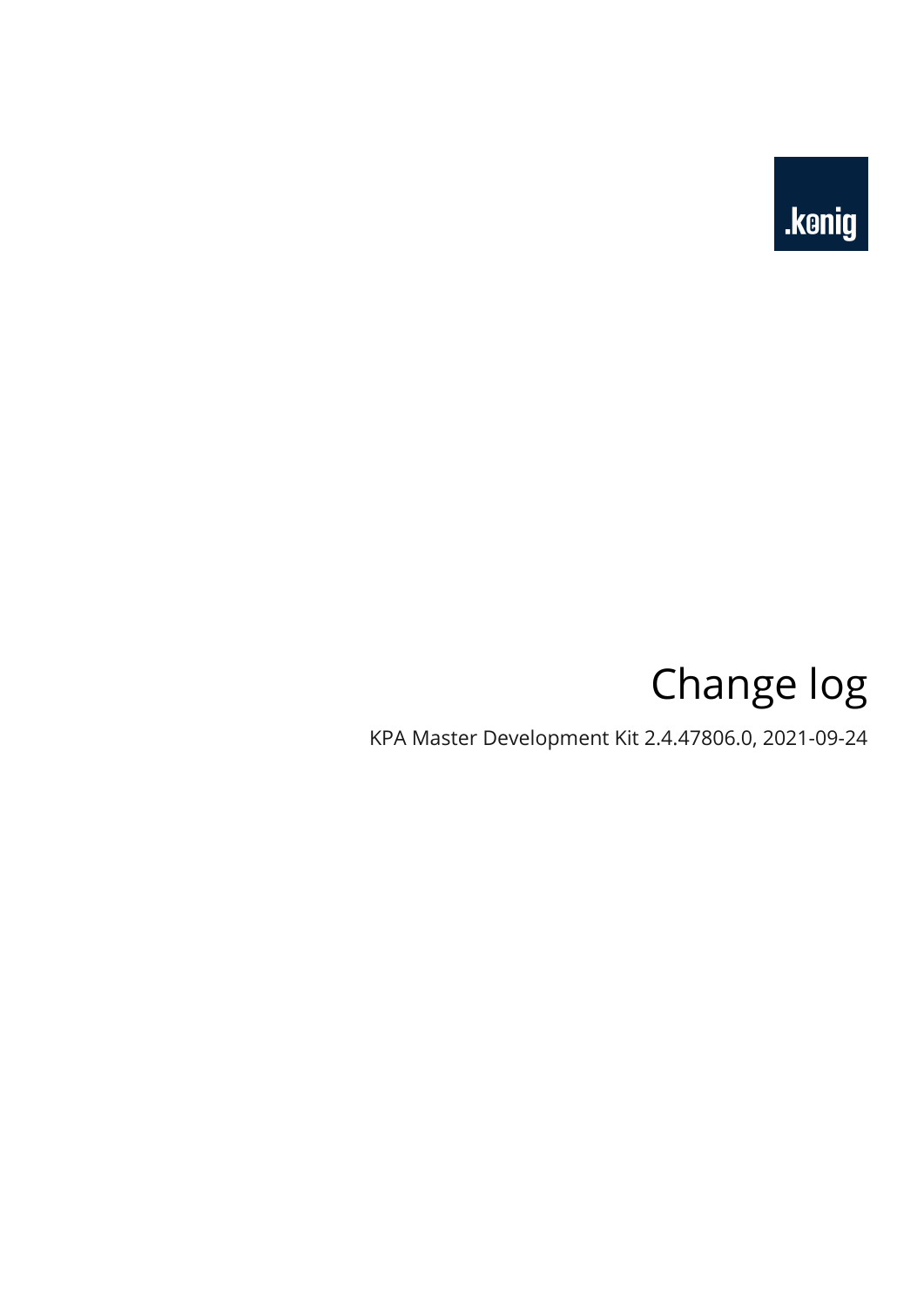.konig

# Change log

KPA Master Development Kit 2.4.47806.0, 2021-09-24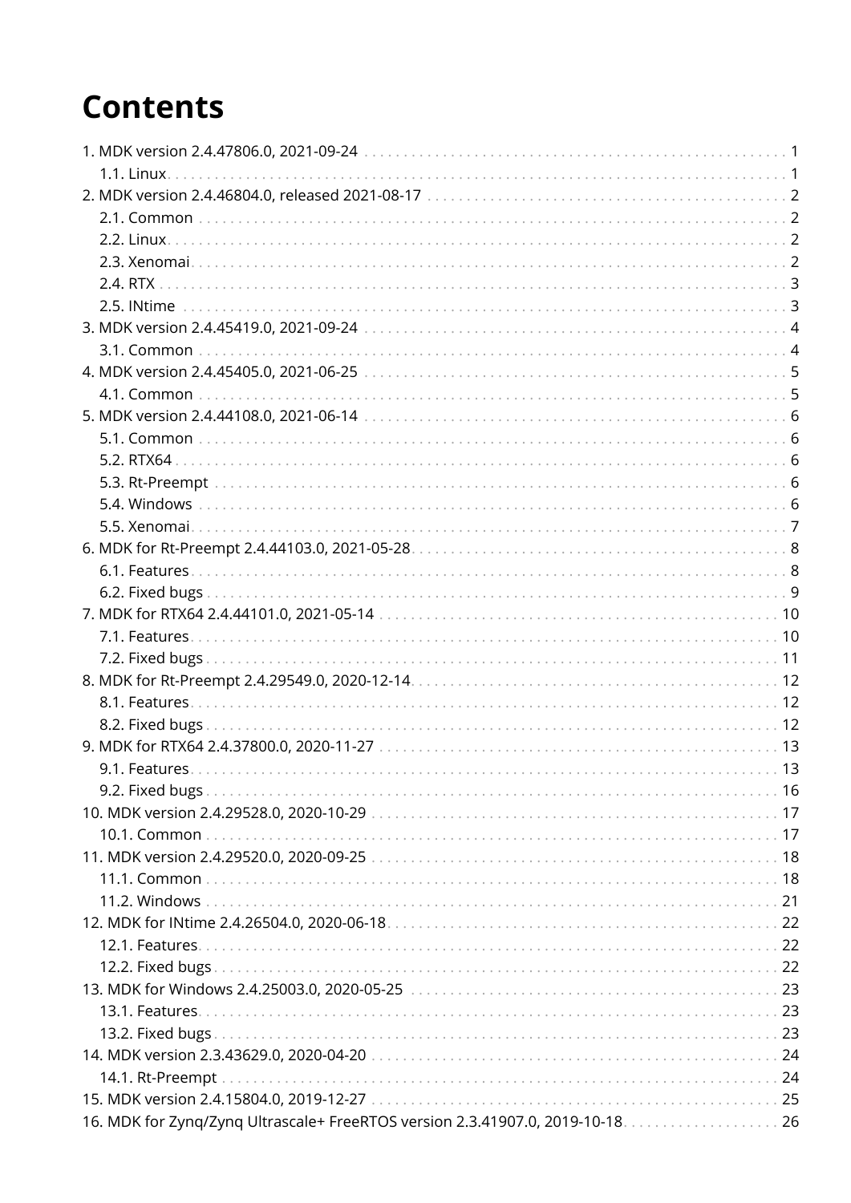# Contents

- 1. MDK version 2.4.47806.0, 2021-09-24 ... 1
  - 1.1. Linux ... 1
- 2. MDK version 2.4.46804.0, released 2021-08-17 ... 2
  - 2.1. Common ... 2
  - 2.2. Linux ... 2
  - 2.3. Xenomai ... 2
  - 2.4. RTX ... 3
  - 2.5. INtime ... 3
- 3. MDK version 2.4.45419.0, 2021-09-24 ... 4
  - 3.1. Common ... 4
- 4. MDK version 2.4.45405.0, 2021-06-25 ... 5
  - 4.1. Common ... 5
- 5. MDK version 2.4.44108.0, 2021-06-14 ... 6
  - 5.1. Common ... 6
  - 5.2. RTX64 ... 6
  - 5.3. Rt-Preempt ... 6
  - 5.4. Windows ... 6
  - 5.5. Xenomai ... 7
- 6. MDK for Rt-Preempt 2.4.44103.0, 2021-05-28 ... 8
  - 6.1. Features ... 8
  - 6.2. Fixed bugs ... 9
- 7. MDK for RTX64 2.4.44101.0, 2021-05-14 ... 10
  - 7.1. Features ... 10
  - 7.2. Fixed bugs ... 11
- 8. MDK for Rt-Preempt 2.4.29549.0, 2020-12-14 ... 12
  - 8.1. Features ... 12
  - 8.2. Fixed bugs ... 12
- 9. MDK for RTX64 2.4.37800.0, 2020-11-27 ... 13
  - 9.1. Features ... 13
  - 9.2. Fixed bugs ... 16
- 10. MDK version 2.4.29528.0, 2020-10-29 ... 17
  - 10.1. Common ... 17
- 11. MDK version 2.4.29520.0, 2020-09-25 ... 18
  - 11.1. Common ... 18
  - 11.2. Windows ... 21
- 12. MDK for INtime 2.4.26504.0, 2020-06-18 ... 22
  - 12.1. Features ... 22
  - 12.2. Fixed bugs ... 22
- 13. MDK for Windows 2.4.25003.0, 2020-05-25 ... 23
  - 13.1. Features ... 23
  - 13.2. Fixed bugs ... 23
- 14. MDK version 2.3.43629.0, 2020-04-20 ... 24
  - 14.1. Rt-Preempt ... 24
- 15. MDK version 2.4.15804.0, 2019-12-27 ... 25
- 16. MDK for Zynq/Zynq Ultrascale+ FreeRTOS version 2.3.41907.0, 2019-10-18 ... 26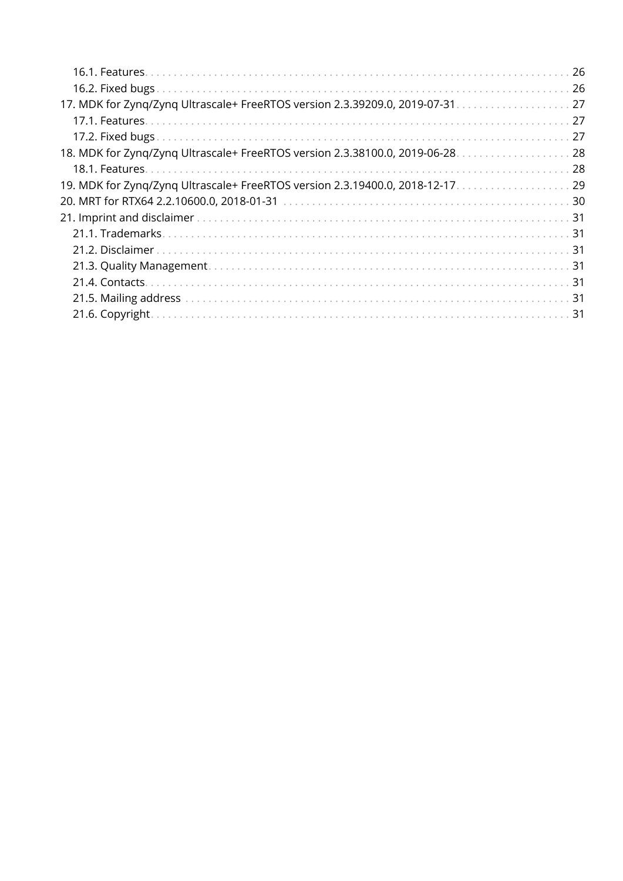- 16.1. Features . . . 26
- 16.2. Fixed bugs . . . 26
- 17. MDK for Zynq/Zynq Ultrascale+ FreeRTOS version 2.3.39209.0, 2019-07-31 . . . 27
  - 17.1. Features . . . 27
  - 17.2. Fixed bugs . . . 27
- 18. MDK for Zynq/Zynq Ultrascale+ FreeRTOS version 2.3.38100.0, 2019-06-28 . . . 28
  - 18.1. Features . . . 28
- 19. MDK for Zynq/Zynq Ultrascale+ FreeRTOS version 2.3.19400.0, 2018-12-17 . . . 29
- 20. MRT for RTX64 2.2.10600.0, 2018-01-31 . . . 30
- 21. Imprint and disclaimer . . . 31
  - 21.1. Trademarks . . . 31
  - 21.2. Disclaimer . . . 31
  - 21.3. Quality Management . . . 31
  - 21.4. Contacts . . . 31
  - 21.5. Mailing address . . . 31
  - 21.6. Copyright . . . 31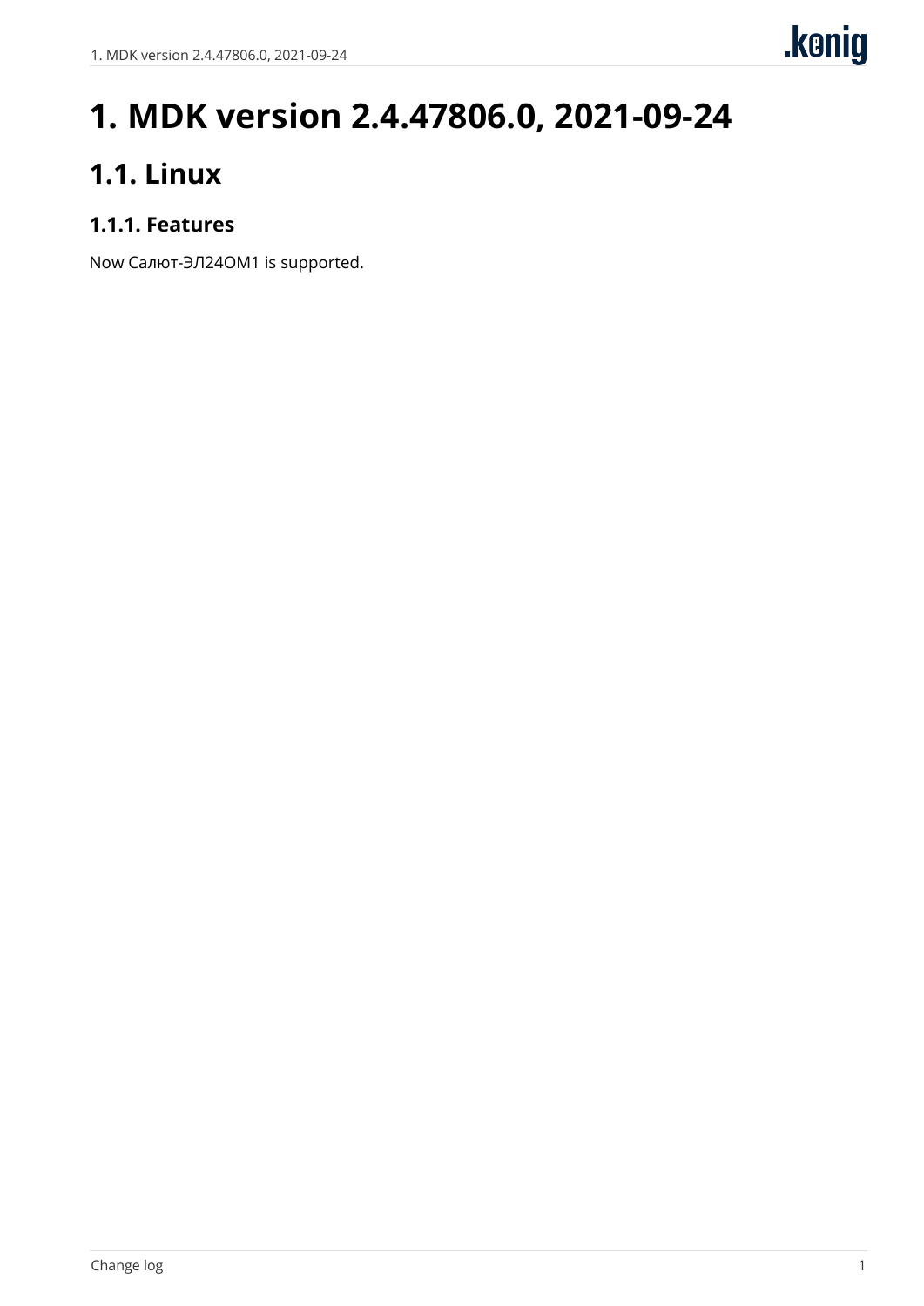# 1. MDK version 2.4.47806.0, 2021-09-24

## 1.1. Linux

### 1.1.1. Features

Now Салют-ЭЛ24ОМ1 is supported.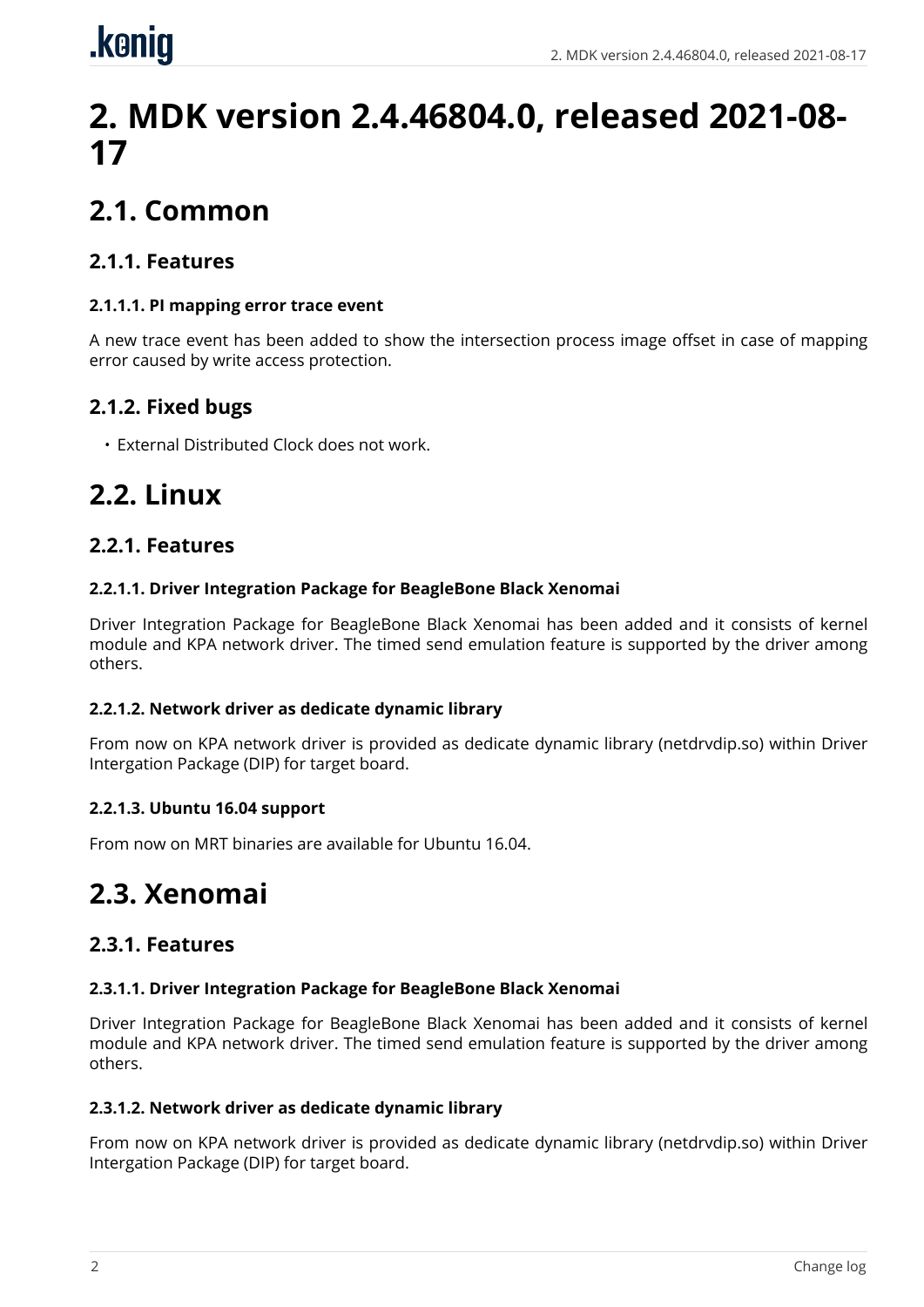# 2. MDK version 2.4.46804.0, released 2021-08-17

## 2.1. Common

### 2.1.1. Features

#### 2.1.1.1. PI mapping error trace event

A new trace event has been added to show the intersection process image offset in case of mapping error caused by write access protection.

### 2.1.2. Fixed bugs

- External Distributed Clock does not work.

## 2.2. Linux

### 2.2.1. Features

#### 2.2.1.1. Driver Integration Package for BeagleBone Black Xenomai

Driver Integration Package for BeagleBone Black Xenomai has been added and it consists of kernel module and KPA network driver. The timed send emulation feature is supported by the driver among others.

#### 2.2.1.2. Network driver as dedicate dynamic library

From now on KPA network driver is provided as dedicate dynamic library (netdrvdip.so) within Driver Intergation Package (DIP) for target board.

#### 2.2.1.3. Ubuntu 16.04 support

From now on MRT binaries are available for Ubuntu 16.04.

## 2.3. Xenomai

### 2.3.1. Features

#### 2.3.1.1. Driver Integration Package for BeagleBone Black Xenomai

Driver Integration Package for BeagleBone Black Xenomai has been added and it consists of kernel module and KPA network driver. The timed send emulation feature is supported by the driver among others.

#### 2.3.1.2. Network driver as dedicate dynamic library

From now on KPA network driver is provided as dedicate dynamic library (netdrvdip.so) within Driver Intergation Package (DIP) for target board.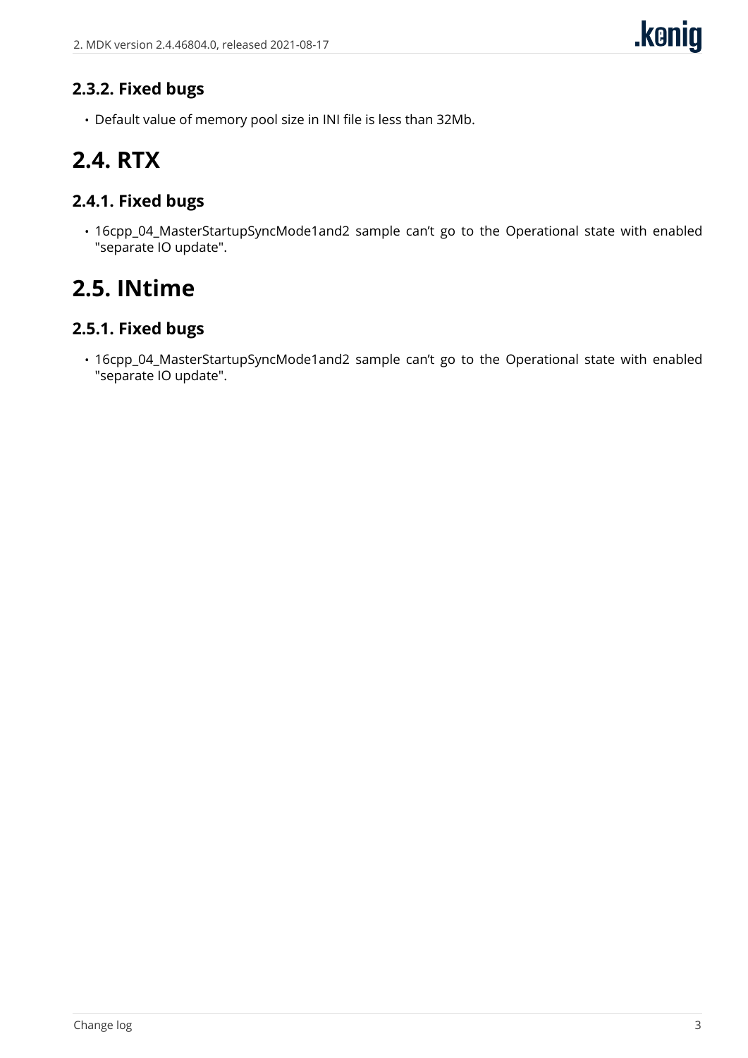### 2.3.2. Fixed bugs

- Default value of memory pool size in INI file is less than 32Mb.

## 2.4. RTX

### 2.4.1. Fixed bugs

- 16cpp_04_MasterStartupSyncMode1and2 sample can't go to the Operational state with enabled "separate IO update".

## 2.5. INtime

### 2.5.1. Fixed bugs

- 16cpp_04_MasterStartupSyncMode1and2 sample can't go to the Operational state with enabled "separate IO update".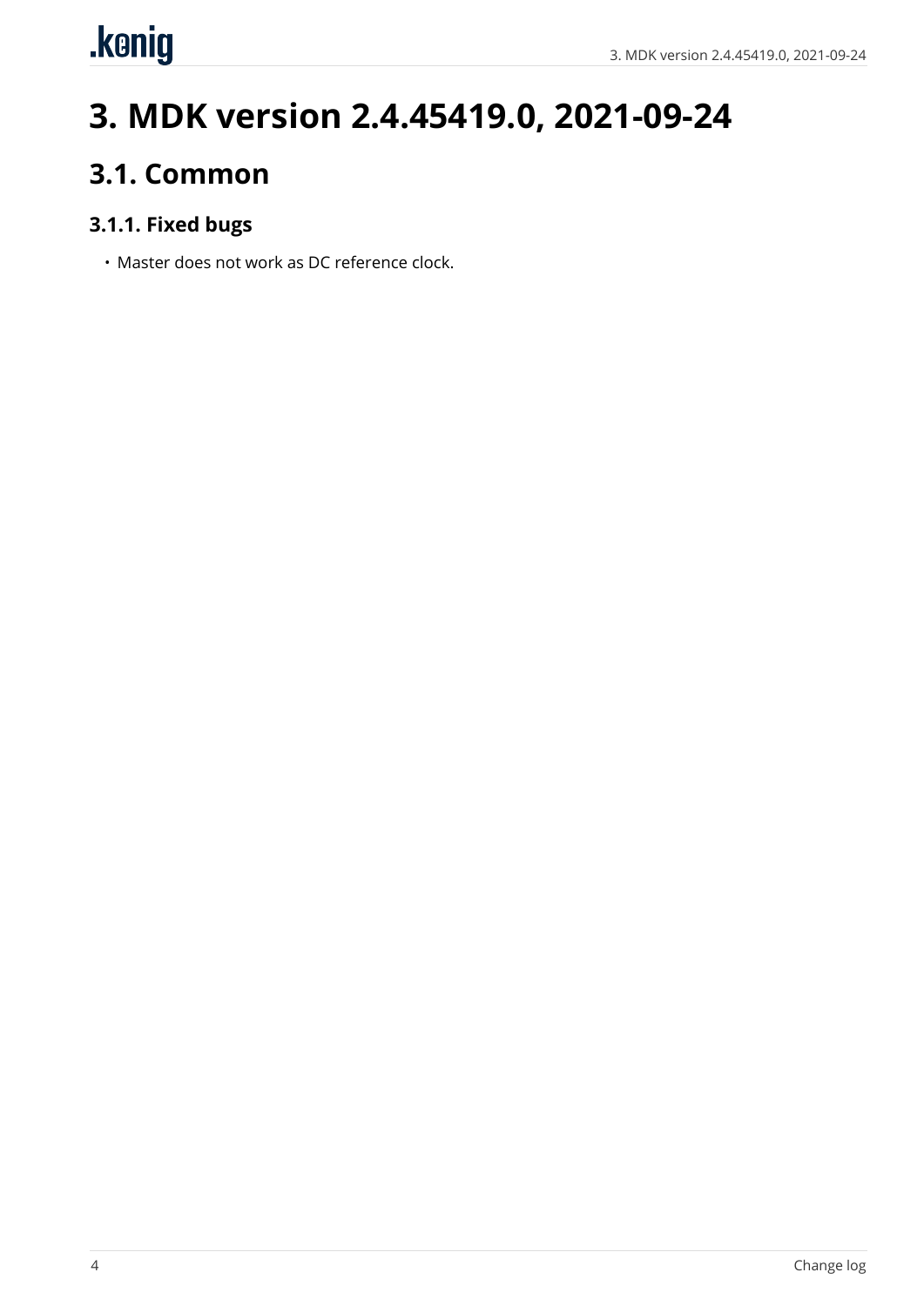# 3. MDK version 2.4.45419.0, 2021-09-24

## 3.1. Common

### 3.1.1. Fixed bugs

- Master does not work as DC reference clock.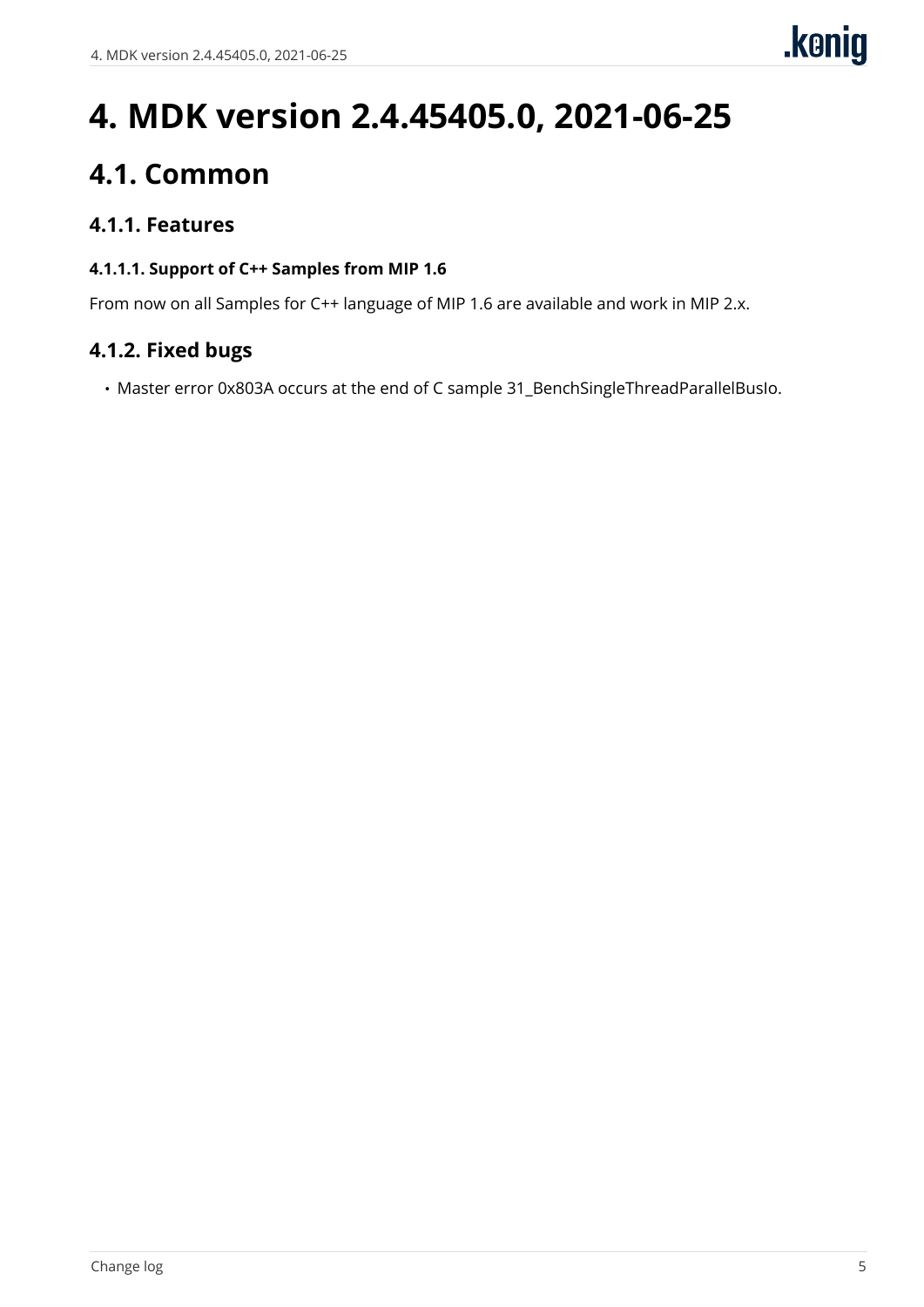# 4. MDK version 2.4.45405.0, 2021-06-25

## 4.1. Common

### 4.1.1. Features

#### 4.1.1.1. Support of C++ Samples from MIP 1.6

From now on all Samples for C++ language of MIP 1.6 are available and work in MIP 2.x.

### 4.1.2. Fixed bugs

- Master error 0x803A occurs at the end of C sample 31_BenchSingleThreadParallelBusIo.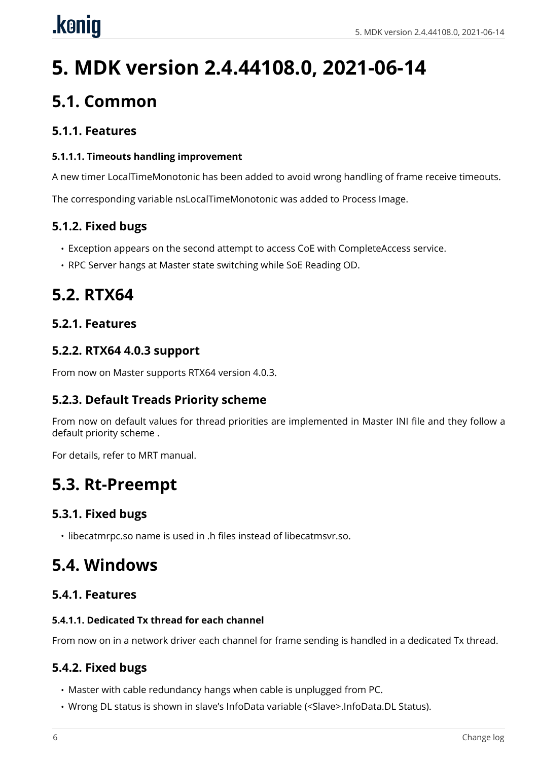# 5. MDK version 2.4.44108.0, 2021-06-14

## 5.1. Common

### 5.1.1. Features

#### 5.1.1.1. Timeouts handling improvement

A new timer LocalTimeMonotonic has been added to avoid wrong handling of frame receive timeouts.

The corresponding variable nsLocalTimeMonotonic was added to Process Image.

### 5.1.2. Fixed bugs

- Exception appears on the second attempt to access CoE with CompleteAccess service.
- RPC Server hangs at Master state switching while SoE Reading OD.

## 5.2. RTX64

### 5.2.1. Features

### 5.2.2. RTX64 4.0.3 support

From now on Master supports RTX64 version 4.0.3.

### 5.2.3. Default Treads Priority scheme

From now on default values for thread priorities are implemented in Master INI file and they follow a default priority scheme .

For details, refer to MRT manual.

## 5.3. Rt-Preempt

### 5.3.1. Fixed bugs

- libecatmrpc.so name is used in .h files instead of libecatmsvr.so.

## 5.4. Windows

### 5.4.1. Features

#### 5.4.1.1. Dedicated Tx thread for each channel

From now on in a network driver each channel for frame sending is handled in a dedicated Tx thread.

### 5.4.2. Fixed bugs

- Master with cable redundancy hangs when cable is unplugged from PC.
- Wrong DL status is shown in slave's InfoData variable (<Slave>.InfoData.DL Status).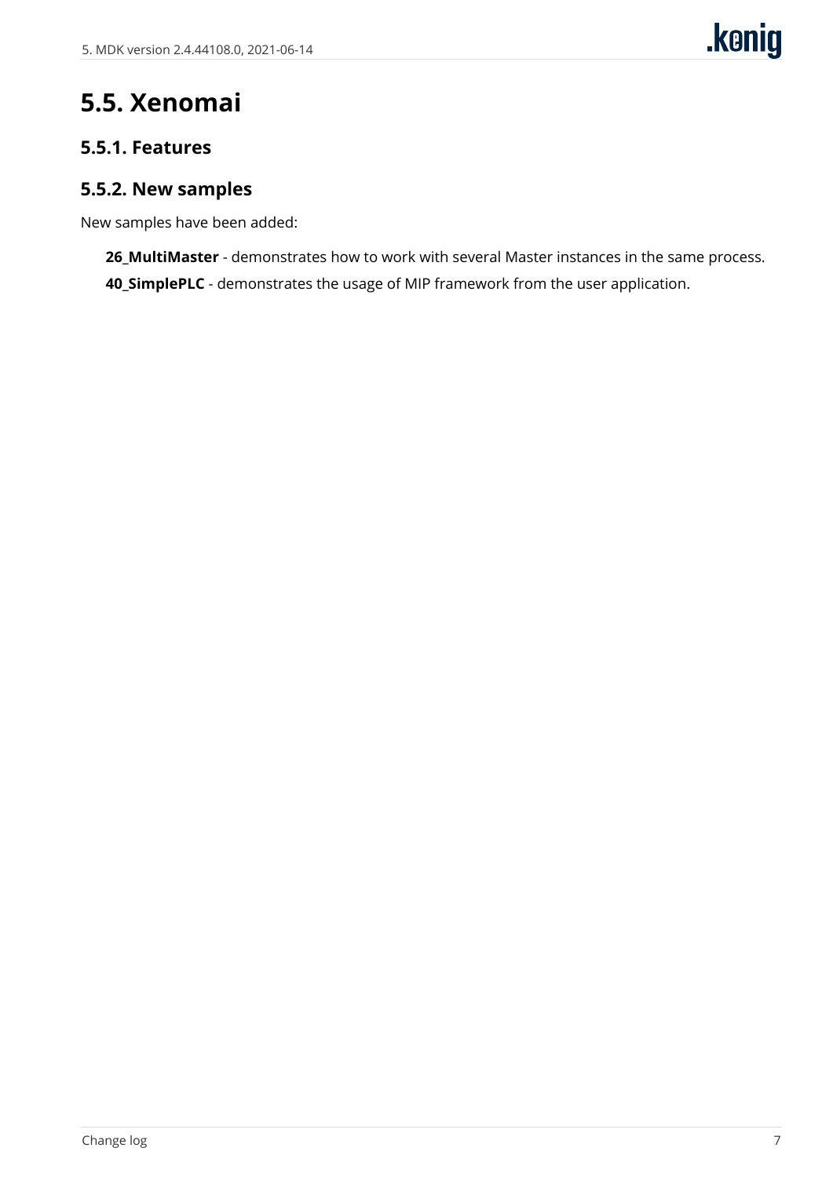## 5.5. Xenomai

### 5.5.1. Features

### 5.5.2. New samples

New samples have been added:

**26_MultiMaster** - demonstrates how to work with several Master instances in the same process.

**40_SimplePLC** - demonstrates the usage of MIP framework from the user application.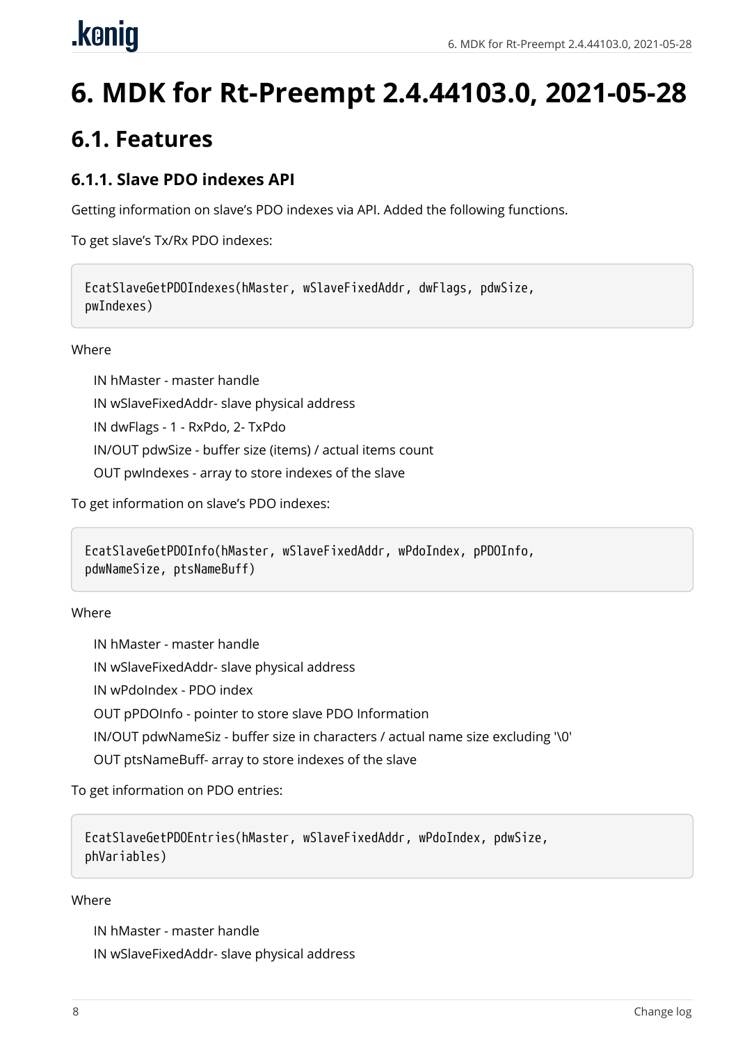# 6. MDK for Rt-Preempt 2.4.44103.0, 2021-05-28

## 6.1. Features

### 6.1.1. Slave PDO indexes API

Getting information on slave's PDO indexes via API. Added the following functions.

To get slave's Tx/Rx PDO indexes:

```
EcatSlaveGetPDOIndexes(hMaster, wSlaveFixedAddr, dwFlags, pdwSize,
pwIndexes)
```

Where

IN hMaster - master handle

IN wSlaveFixedAddr- slave physical address

IN dwFlags - 1 - RxPdo, 2- TxPdo

IN/OUT pdwSize - buffer size (items) / actual items count

OUT pwIndexes - array to store indexes of the slave

To get information on slave's PDO indexes:

```
EcatSlaveGetPDOInfo(hMaster, wSlaveFixedAddr, wPdoIndex, pPDOInfo,
pdwNameSize, ptsNameBuff)
```

Where

IN hMaster - master handle

IN wSlaveFixedAddr- slave physical address

IN wPdoIndex - PDO index

OUT pPDOInfo - pointer to store slave PDO Information

IN/OUT pdwNameSiz - buffer size in characters / actual name size excluding '\0'

OUT ptsNameBuff- array to store indexes of the slave

To get information on PDO entries:

```
EcatSlaveGetPDOEntries(hMaster, wSlaveFixedAddr, wPdoIndex, pdwSize,
phVariables)
```

Where

IN hMaster - master handle

IN wSlaveFixedAddr- slave physical address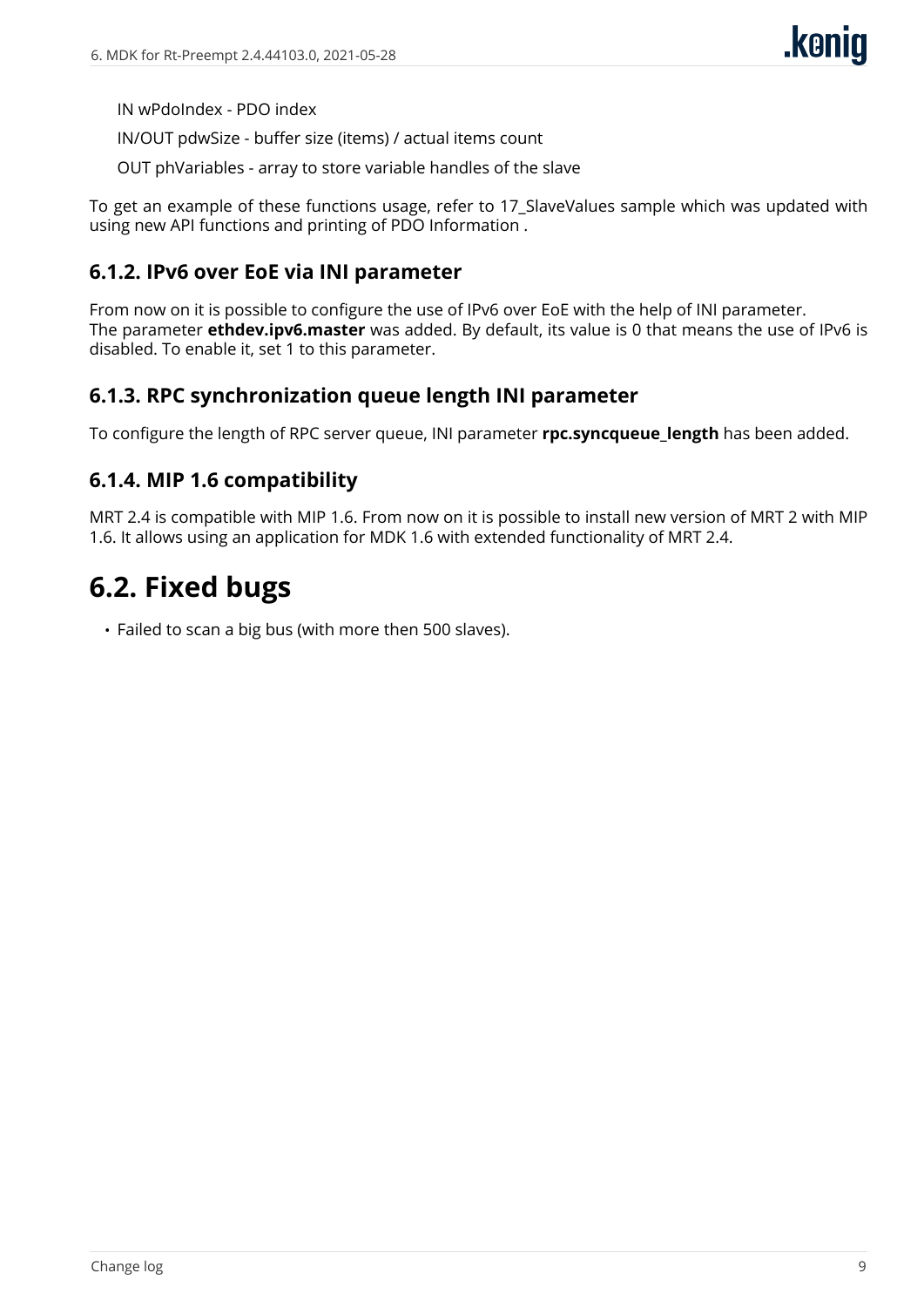IN wPdoIndex - PDO index

IN/OUT pdwSize - buffer size (items) / actual items count

OUT phVariables - array to store variable handles of the slave

To get an example of these functions usage, refer to 17_SlaveValues sample which was updated with using new API functions and printing of PDO Information .

### 6.1.2. IPv6 over EoE via INI parameter

From now on it is possible to configure the use of IPv6 over EoE with the help of INI parameter. The parameter **ethdev.ipv6.master** was added. By default, its value is 0 that means the use of IPv6 is disabled. To enable it, set 1 to this parameter.

### 6.1.3. RPC synchronization queue length INI parameter

To configure the length of RPC server queue, INI parameter **rpc.syncqueue_length** has been added.

### 6.1.4. MIP 1.6 compatibility

MRT 2.4 is compatible with MIP 1.6. From now on it is possible to install new version of MRT 2 with MIP 1.6. It allows using an application for MDK 1.6 with extended functionality of MRT 2.4.

## 6.2. Fixed bugs

- Failed to scan a big bus (with more then 500 slaves).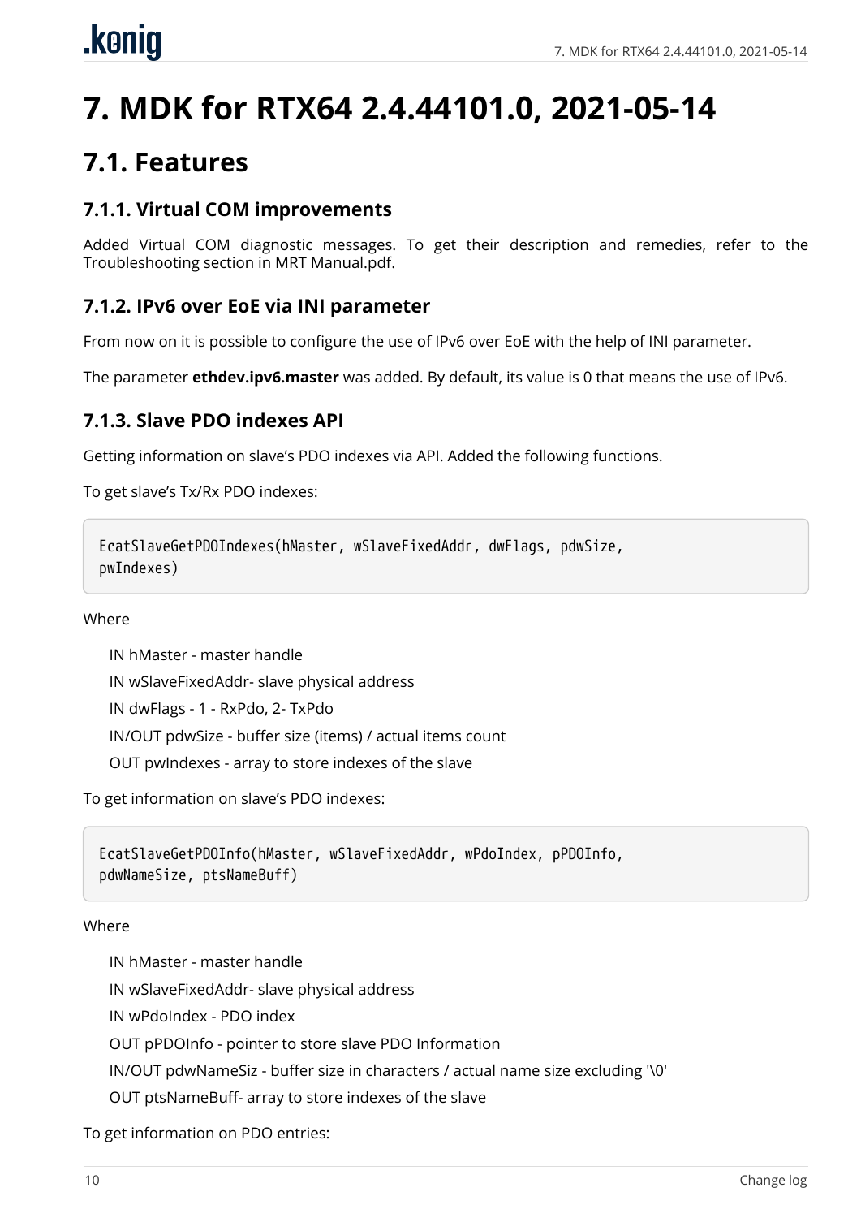# 7. MDK for RTX64 2.4.44101.0, 2021-05-14

## 7.1. Features

### 7.1.1. Virtual COM improvements

Added Virtual COM diagnostic messages. To get their description and remedies, refer to the Troubleshooting section in MRT Manual.pdf.

### 7.1.2. IPv6 over EoE via INI parameter

From now on it is possible to configure the use of IPv6 over EoE with the help of INI parameter.

The parameter **ethdev.ipv6.master** was added. By default, its value is 0 that means the use of IPv6.

### 7.1.3. Slave PDO indexes API

Getting information on slave's PDO indexes via API. Added the following functions.

To get slave's Tx/Rx PDO indexes:

```
EcatSlaveGetPDOIndexes(hMaster, wSlaveFixedAddr, dwFlags, pdwSize,
pwIndexes)
```

Where

IN hMaster - master handle

IN wSlaveFixedAddr- slave physical address

IN dwFlags - 1 - RxPdo, 2- TxPdo

IN/OUT pdwSize - buffer size (items) / actual items count

OUT pwIndexes - array to store indexes of the slave

To get information on slave's PDO indexes:

```
EcatSlaveGetPDOInfo(hMaster, wSlaveFixedAddr, wPdoIndex, pPDOInfo,
pdwNameSize, ptsNameBuff)
```

Where

IN hMaster - master handle

IN wSlaveFixedAddr- slave physical address

IN wPdoIndex - PDO index

OUT pPDOInfo - pointer to store slave PDO Information

IN/OUT pdwNameSiz - buffer size in characters / actual name size excluding '\0'

OUT ptsNameBuff- array to store indexes of the slave

To get information on PDO entries: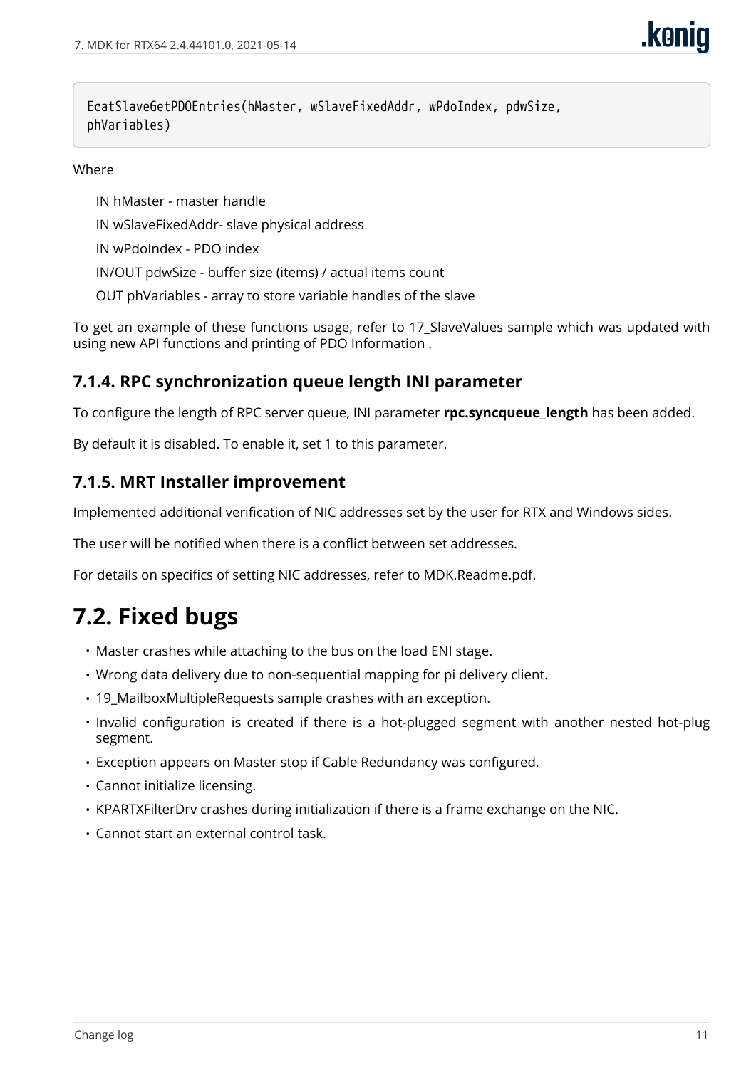```
EcatSlaveGetPDOEntries(hMaster, wSlaveFixedAddr, wPdoIndex, pdwSize,
phVariables)
```

Where

IN hMaster - master handle

IN wSlaveFixedAddr- slave physical address

IN wPdoIndex - PDO index

IN/OUT pdwSize - buffer size (items) / actual items count

OUT phVariables - array to store variable handles of the slave

To get an example of these functions usage, refer to 17_SlaveValues sample which was updated with using new API functions and printing of PDO Information .

### 7.1.4. RPC synchronization queue length INI parameter

To configure the length of RPC server queue, INI parameter **rpc.syncqueue_length** has been added.

By default it is disabled. To enable it, set 1 to this parameter.

### 7.1.5. MRT Installer improvement

Implemented additional verification of NIC addresses set by the user for RTX and Windows sides.

The user will be notified when there is a conflict between set addresses.

For details on specifics of setting NIC addresses, refer to MDK.Readme.pdf.

## 7.2. Fixed bugs

- Master crashes while attaching to the bus on the load ENI stage.
- Wrong data delivery due to non-sequential mapping for pi delivery client.
- 19_MailboxMultipleRequests sample crashes with an exception.
- Invalid configuration is created if there is a hot-plugged segment with another nested hot-plug segment.
- Exception appears on Master stop if Cable Redundancy was configured.
- Cannot initialize licensing.
- KPARTXFilterDrv crashes during initialization if there is a frame exchange on the NIC.
- Cannot start an external control task.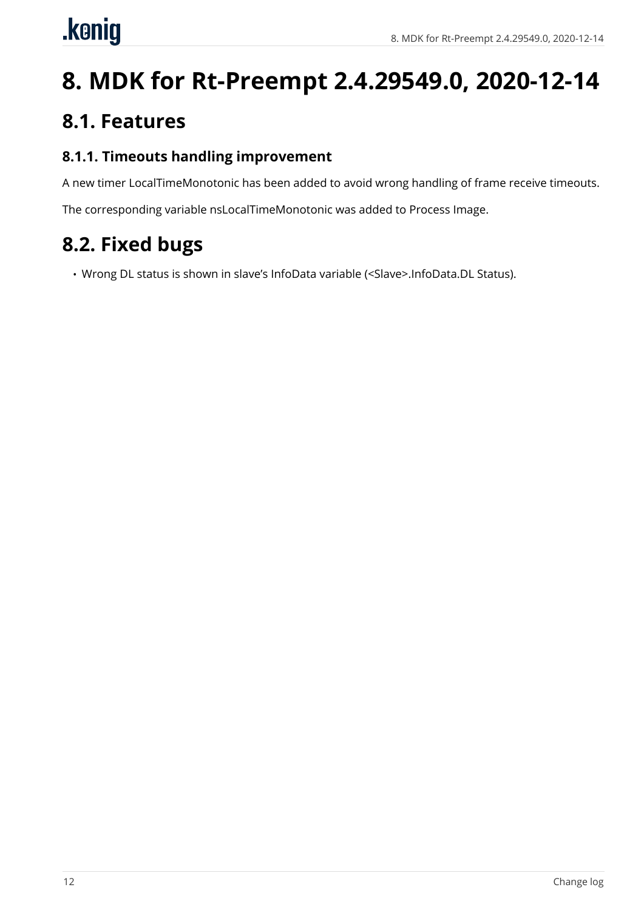# 8. MDK for Rt-Preempt 2.4.29549.0, 2020-12-14

## 8.1. Features

### 8.1.1. Timeouts handling improvement

A new timer LocalTimeMonotonic has been added to avoid wrong handling of frame receive timeouts.

The corresponding variable nsLocalTimeMonotonic was added to Process Image.

## 8.2. Fixed bugs

- Wrong DL status is shown in slave's InfoData variable (<Slave>.InfoData.DL Status).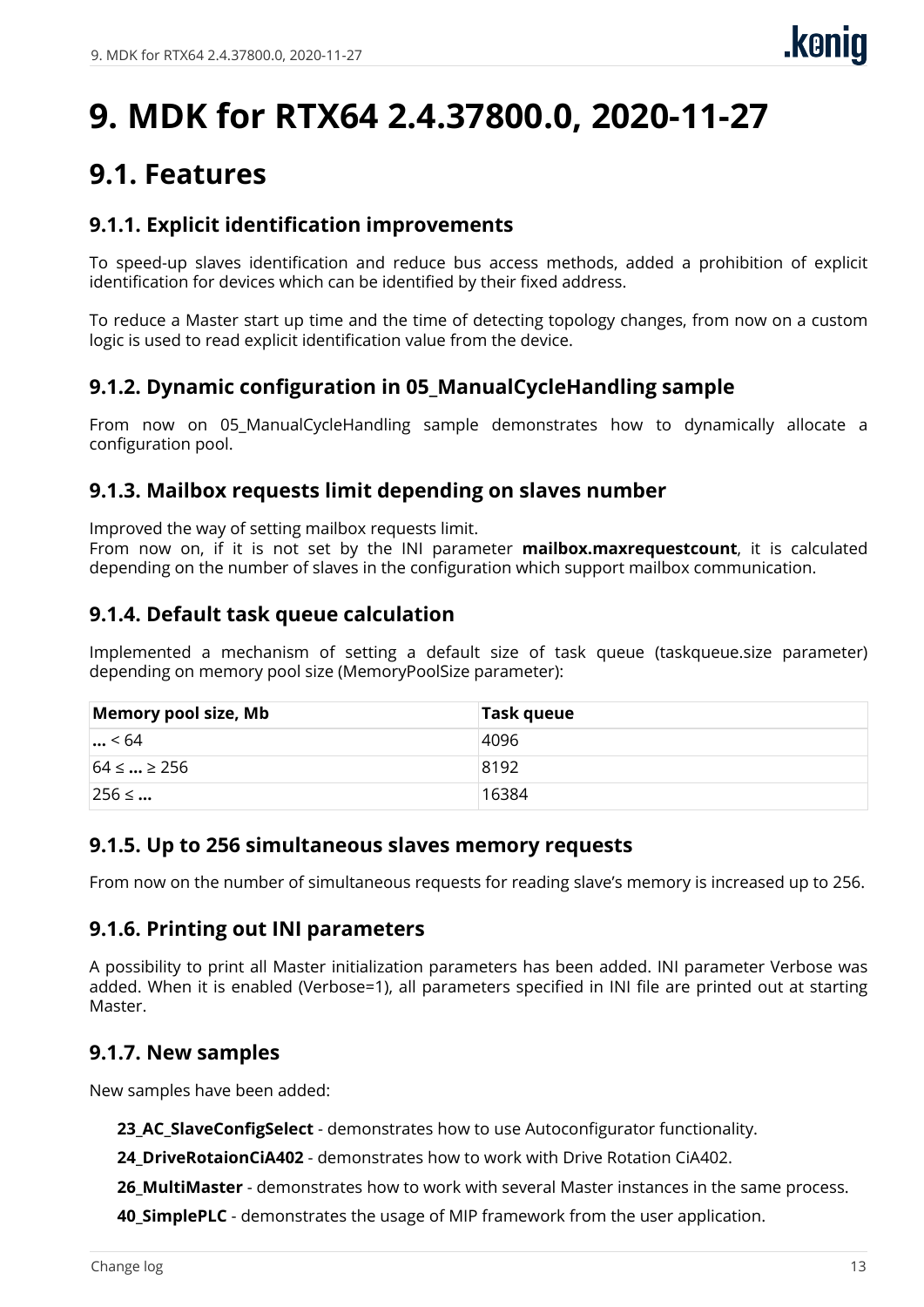# 9. MDK for RTX64 2.4.37800.0, 2020-11-27

## 9.1. Features

### 9.1.1. Explicit identification improvements

To speed-up slaves identification and reduce bus access methods, added a prohibition of explicit identification for devices which can be identified by their fixed address.

To reduce a Master start up time and the time of detecting topology changes, from now on a custom logic is used to read explicit identification value from the device.

### 9.1.2. Dynamic configuration in 05_ManualCycleHandling sample

From now on 05_ManualCycleHandling sample demonstrates how to dynamically allocate a configuration pool.

### 9.1.3. Mailbox requests limit depending on slaves number

Improved the way of setting mailbox requests limit.
From now on, if it is not set by the INI parameter **mailbox.maxrequestcount**, it is calculated depending on the number of slaves in the configuration which support mailbox communication.

### 9.1.4. Default task queue calculation

Implemented a mechanism of setting a default size of task queue (taskqueue.size parameter) depending on memory pool size (MemoryPoolSize parameter):

| Memory pool size, Mb | Task queue |
|---|---|
| **...** < 64 | 4096 |
| 64 ≤ **...** ≥ 256 | 8192 |
| 256 ≤ **...** | 16384 |

### 9.1.5. Up to 256 simultaneous slaves memory requests

From now on the number of simultaneous requests for reading slave's memory is increased up to 256.

### 9.1.6. Printing out INI parameters

A possibility to print all Master initialization parameters has been added. INI parameter Verbose was added. When it is enabled (Verbose=1), all parameters specified in INI file are printed out at starting Master.

### 9.1.7. New samples

New samples have been added:

- **23_AC_SlaveConfigSelect** - demonstrates how to use Autoconfigurator functionality.
- **24_DriveRotaionCiA402** - demonstrates how to work with Drive Rotation CiA402.
- **26_MultiMaster** - demonstrates how to work with several Master instances in the same process.
- **40_SimplePLC** - demonstrates the usage of MIP framework from the user application.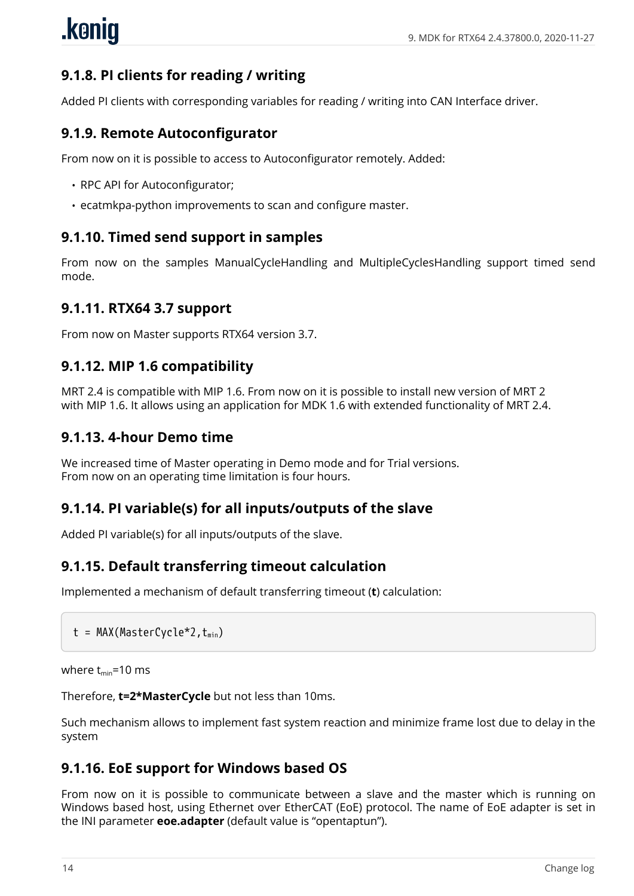### 9.1.8. PI clients for reading / writing

Added PI clients with corresponding variables for reading / writing into CAN Interface driver.

### 9.1.9. Remote Autoconfigurator

From now on it is possible to access to Autoconfigurator remotely. Added:

- RPC API for Autoconfigurator;
- ecatmkpa-python improvements to scan and configure master.

### 9.1.10. Timed send support in samples

From now on the samples ManualCycleHandling and MultipleCyclesHandling support timed send mode.

### 9.1.11. RTX64 3.7 support

From now on Master supports RTX64 version 3.7.

### 9.1.12. MIP 1.6 compatibility

MRT 2.4 is compatible with MIP 1.6. From now on it is possible to install new version of MRT 2 with MIP 1.6. It allows using an application for MDK 1.6 with extended functionality of MRT 2.4.

### 9.1.13. 4-hour Demo time

We increased time of Master operating in Demo mode and for Trial versions.
From now on an operating time limitation is four hours.

### 9.1.14. PI variable(s) for all inputs/outputs of the slave

Added PI variable(s) for all inputs/outputs of the slave.

### 9.1.15. Default transferring timeout calculation

Implemented a mechanism of default transferring timeout (**t**) calculation:

```
t = MAX(MasterCycle*2,tmin)
```

where $t_{min}$=10 ms

Therefore, **t=2*MasterCycle** but not less than 10ms.

Such mechanism allows to implement fast system reaction and minimize frame lost due to delay in the system

### 9.1.16. EoE support for Windows based OS

From now on it is possible to communicate between a slave and the master which is running on Windows based host, using Ethernet over EtherCAT (EoE) protocol. The name of EoE adapter is set in the INI parameter **eoe.adapter** (default value is "opentaptun").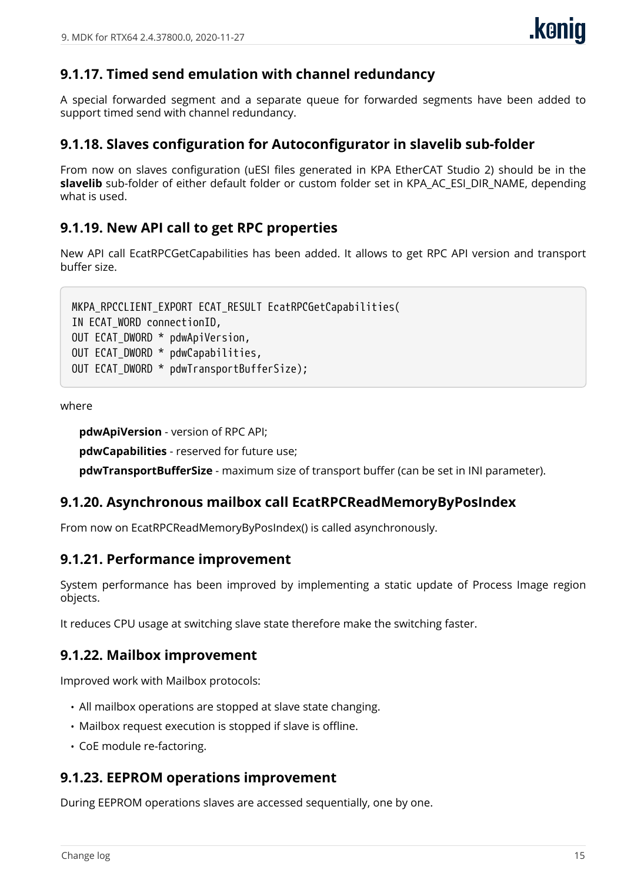### 9.1.17. Timed send emulation with channel redundancy

A special forwarded segment and a separate queue for forwarded segments have been added to support timed send with channel redundancy.

### 9.1.18. Slaves configuration for Autoconfigurator in slavelib sub-folder

From now on slaves configuration (uESI files generated in KPA EtherCAT Studio 2) should be in the **slavelib** sub-folder of either default folder or custom folder set in KPA_AC_ESI_DIR_NAME, depending what is used.

### 9.1.19. New API call to get RPC properties

New API call EcatRPCGetCapabilities has been added. It allows to get RPC API version and transport buffer size.

```
MKPA_RPCCLIENT_EXPORT ECAT_RESULT EcatRPCGetCapabilities(
IN ECAT_WORD connectionID,
OUT ECAT_DWORD * pdwApiVersion,
OUT ECAT_DWORD * pdwCapabilities,
OUT ECAT_DWORD * pdwTransportBufferSize);
```

where

**pdwApiVersion** - version of RPC API;

**pdwCapabilities** - reserved for future use;

**pdwTransportBufferSize** - maximum size of transport buffer (can be set in INI parameter).

### 9.1.20. Asynchronous mailbox call EcatRPCReadMemoryByPosIndex

From now on EcatRPCReadMemoryByPosIndex() is called asynchronously.

### 9.1.21. Performance improvement

System performance has been improved by implementing a static update of Process Image region objects.

It reduces CPU usage at switching slave state therefore make the switching faster.

### 9.1.22. Mailbox improvement

Improved work with Mailbox protocols:

- All mailbox operations are stopped at slave state changing.
- Mailbox request execution is stopped if slave is offline.
- CoE module re-factoring.

### 9.1.23. EEPROM operations improvement

During EEPROM operations slaves are accessed sequentially, one by one.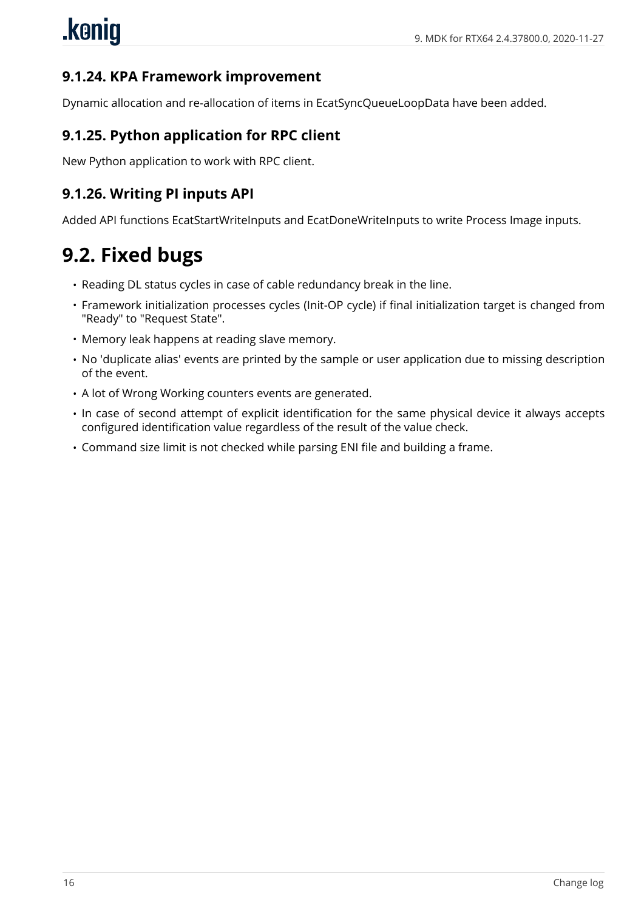### 9.1.24. KPA Framework improvement

Dynamic allocation and re-allocation of items in EcatSyncQueueLoopData have been added.

### 9.1.25. Python application for RPC client

New Python application to work with RPC client.

### 9.1.26. Writing PI inputs API

Added API functions EcatStartWriteInputs and EcatDoneWriteInputs to write Process Image inputs.

## 9.2. Fixed bugs

- Reading DL status cycles in case of cable redundancy break in the line.
- Framework initialization processes cycles (Init-OP cycle) if final initialization target is changed from "Ready" to "Request State".
- Memory leak happens at reading slave memory.
- No 'duplicate alias' events are printed by the sample or user application due to missing description of the event.
- A lot of Wrong Working counters events are generated.
- In case of second attempt of explicit identification for the same physical device it always accepts configured identification value regardless of the result of the value check.
- Command size limit is not checked while parsing ENI file and building a frame.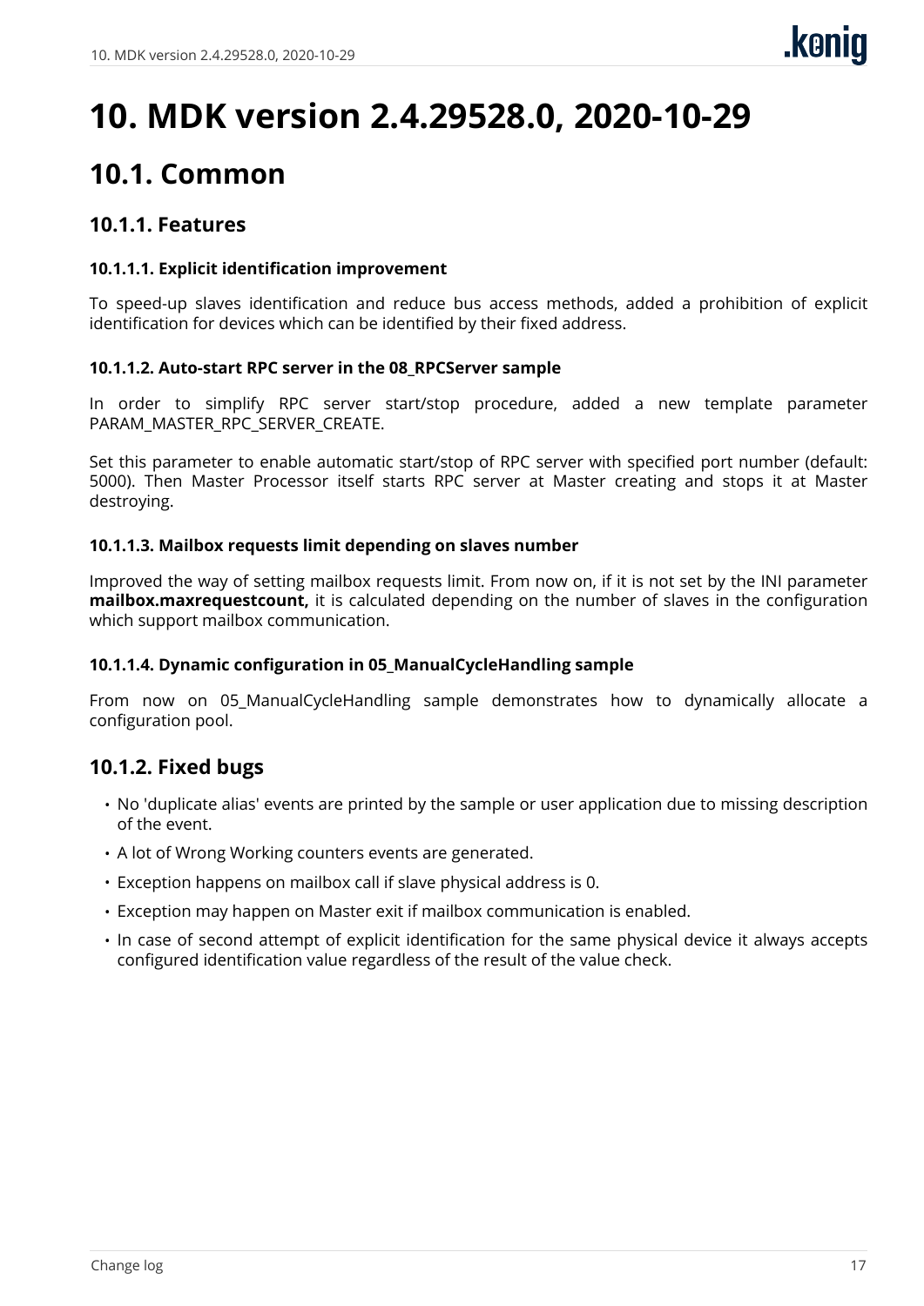# 10. MDK version 2.4.29528.0, 2020-10-29

## 10.1. Common

### 10.1.1. Features

#### 10.1.1.1. Explicit identification improvement

To speed-up slaves identification and reduce bus access methods, added a prohibition of explicit identification for devices which can be identified by their fixed address.

#### 10.1.1.2. Auto-start RPC server in the 08_RPCServer sample

In order to simplify RPC server start/stop procedure, added a new template parameter PARAM_MASTER_RPC_SERVER_CREATE.

Set this parameter to enable automatic start/stop of RPC server with specified port number (default: 5000). Then Master Processor itself starts RPC server at Master creating and stops it at Master destroying.

#### 10.1.1.3. Mailbox requests limit depending on slaves number

Improved the way of setting mailbox requests limit. From now on, if it is not set by the INI parameter **mailbox.maxrequestcount,** it is calculated depending on the number of slaves in the configuration which support mailbox communication.

#### 10.1.1.4. Dynamic configuration in 05_ManualCycleHandling sample

From now on 05_ManualCycleHandling sample demonstrates how to dynamically allocate a configuration pool.

### 10.1.2. Fixed bugs

- No 'duplicate alias' events are printed by the sample or user application due to missing description of the event.
- A lot of Wrong Working counters events are generated.
- Exception happens on mailbox call if slave physical address is 0.
- Exception may happen on Master exit if mailbox communication is enabled.
- In case of second attempt of explicit identification for the same physical device it always accepts configured identification value regardless of the result of the value check.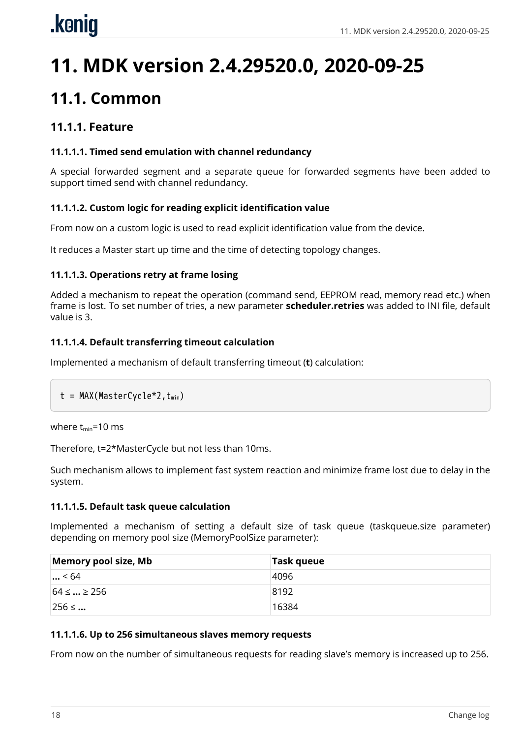# 11. MDK version 2.4.29520.0, 2020-09-25

## 11.1. Common

### 11.1.1. Feature

#### 11.1.1.1. Timed send emulation with channel redundancy

A special forwarded segment and a separate queue for forwarded segments have been added to support timed send with channel redundancy.

#### 11.1.1.2. Custom logic for reading explicit identification value

From now on a custom logic is used to read explicit identification value from the device.

It reduces a Master start up time and the time of detecting topology changes.

#### 11.1.1.3. Operations retry at frame losing

Added a mechanism to repeat the operation (command send, EEPROM read, memory read etc.) when frame is lost. To set number of tries, a new parameter **scheduler.retries** was added to INI file, default value is 3.

#### 11.1.1.4. Default transferring timeout calculation

Implemented a mechanism of default transferring timeout (**t**) calculation:

```
t = MAX(MasterCycle*2,tmin)
```

where $t_{min}$=10 ms

Therefore, t=2*MasterCycle but not less than 10ms.

Such mechanism allows to implement fast system reaction and minimize frame lost due to delay in the system.

#### 11.1.1.5. Default task queue calculation

Implemented a mechanism of setting a default size of task queue (taskqueue.size parameter) depending on memory pool size (MemoryPoolSize parameter):

| Memory pool size, Mb | Task queue |
|---|---|
| **...** < 64 | 4096 |
| 64 ≤ **...** ≥ 256 | 8192 |
| 256 ≤ **...** | 16384 |

#### 11.1.1.6. Up to 256 simultaneous slaves memory requests

From now on the number of simultaneous requests for reading slave's memory is increased up to 256.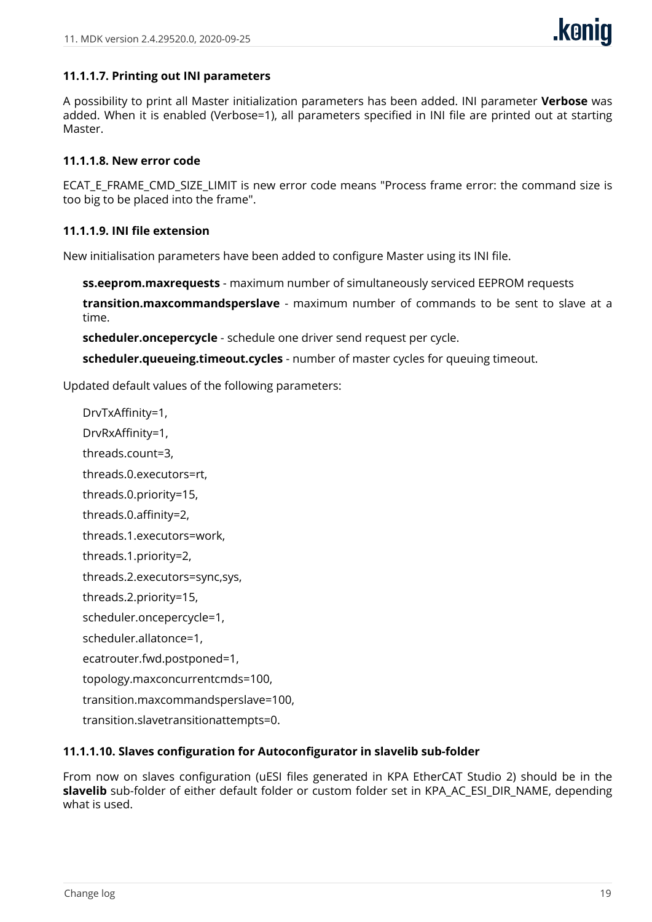#### 11.1.1.7. Printing out INI parameters

A possibility to print all Master initialization parameters has been added. INI parameter **Verbose** was added. When it is enabled (Verbose=1), all parameters specified in INI file are printed out at starting Master.

#### 11.1.1.8. New error code

ECAT_E_FRAME_CMD_SIZE_LIMIT is new error code means "Process frame error: the command size is too big to be placed into the frame".

#### 11.1.1.9. INI file extension

New initialisation parameters have been added to configure Master using its INI file.

**ss.eeprom.maxrequests** - maximum number of simultaneously serviced EEPROM requests

**transition.maxcommandsperslave** - maximum number of commands to be sent to slave at a time.

**scheduler.oncepercycle** - schedule one driver send request per cycle.

**scheduler.queueing.timeout.cycles** - number of master cycles for queuing timeout.

Updated default values of the following parameters:

DrvTxAffinity=1,

DrvRxAffinity=1,

threads.count=3,

threads.0.executors=rt,

threads.0.priority=15,

threads.0.affinity=2,

threads.1.executors=work,

threads.1.priority=2,

threads.2.executors=sync,sys,

threads.2.priority=15,

scheduler.oncepercycle=1,

scheduler.allatonce=1,

ecatrouter.fwd.postponed=1,

topology.maxconcurrentcmds=100,

transition.maxcommandsperslave=100,

transition.slavetransitionattempts=0.

#### 11.1.1.10. Slaves configuration for Autoconfigurator in slavelib sub-folder

From now on slaves configuration (uESI files generated in KPA EtherCAT Studio 2) should be in the **slavelib** sub-folder of either default folder or custom folder set in KPA_AC_ESI_DIR_NAME, depending what is used.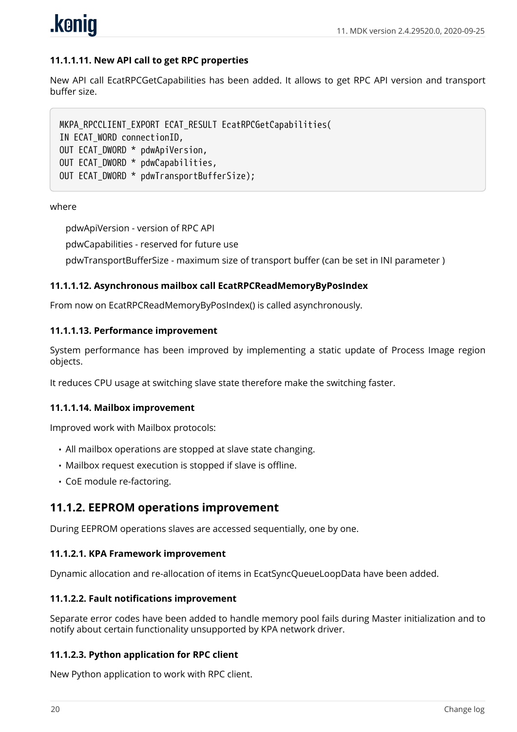#### 11.1.1.11. New API call to get RPC properties

New API call EcatRPCGetCapabilities has been added. It allows to get RPC API version and transport buffer size.

```
MKPA_RPCCLIENT_EXPORT ECAT_RESULT EcatRPCGetCapabilities(
IN ECAT_WORD connectionID,
OUT ECAT_DWORD * pdwApiVersion,
OUT ECAT_DWORD * pdwCapabilities,
OUT ECAT_DWORD * pdwTransportBufferSize);
```

where

pdwApiVersion - version of RPC API

pdwCapabilities - reserved for future use

pdwTransportBufferSize - maximum size of transport buffer (can be set in INI parameter )

#### 11.1.1.12. Asynchronous mailbox call EcatRPCReadMemoryByPosIndex

From now on EcatRPCReadMemoryByPosIndex() is called asynchronously.

#### 11.1.1.13. Performance improvement

System performance has been improved by implementing a static update of Process Image region objects.

It reduces CPU usage at switching slave state therefore make the switching faster.

#### 11.1.1.14. Mailbox improvement

Improved work with Mailbox protocols:

- All mailbox operations are stopped at slave state changing.
- Mailbox request execution is stopped if slave is offline.
- CoE module re-factoring.

## 11.1.2. EEPROM operations improvement

During EEPROM operations slaves are accessed sequentially, one by one.

#### 11.1.2.1. KPA Framework improvement

Dynamic allocation and re-allocation of items in EcatSyncQueueLoopData have been added.

#### 11.1.2.2. Fault notifications improvement

Separate error codes have been added to handle memory pool fails during Master initialization and to notify about certain functionality unsupported by KPA network driver.

#### 11.1.2.3. Python application for RPC client

New Python application to work with RPC client.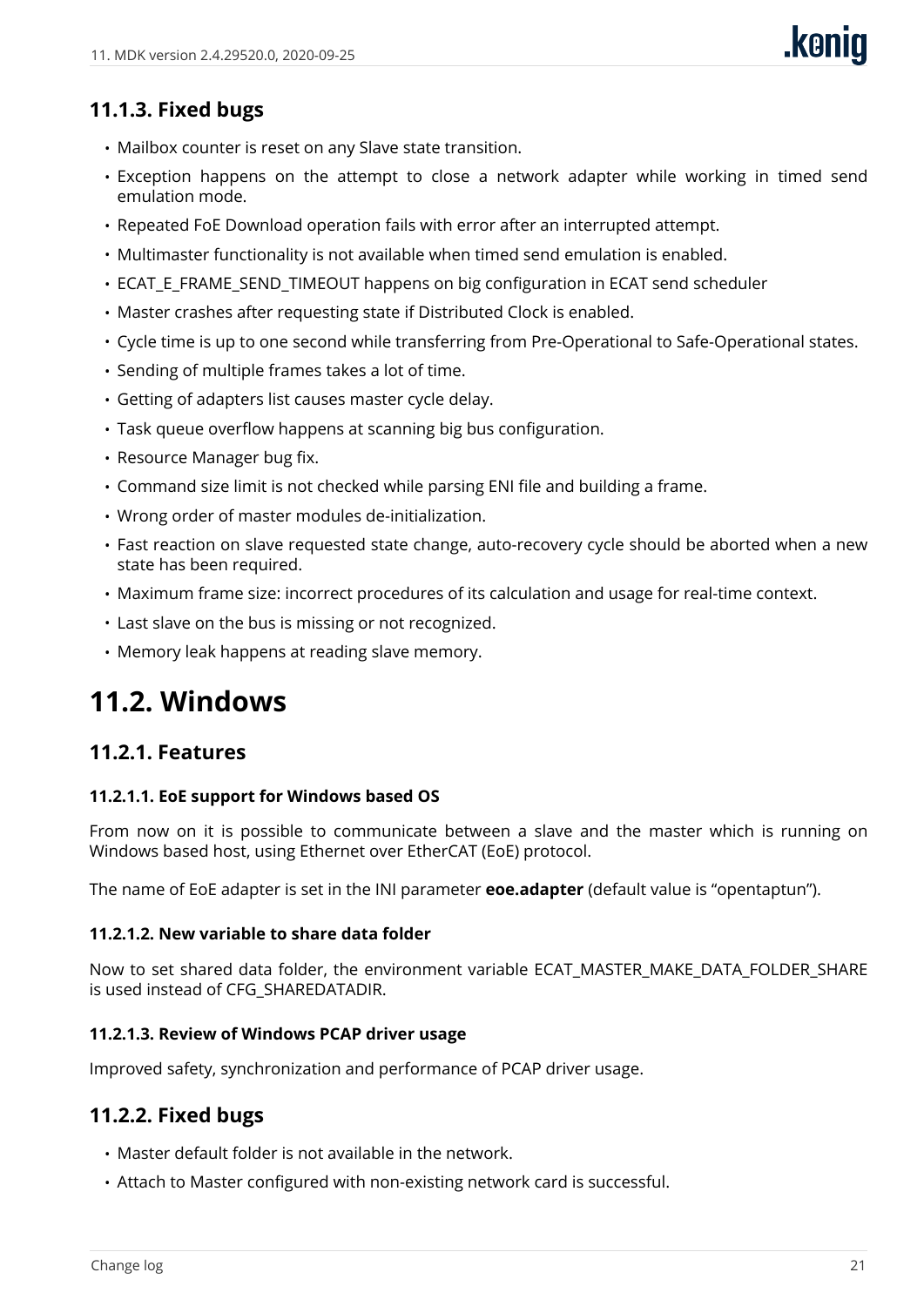### 11.1.3. Fixed bugs

- Mailbox counter is reset on any Slave state transition.
- Exception happens on the attempt to close a network adapter while working in timed send emulation mode.
- Repeated FoE Download operation fails with error after an interrupted attempt.
- Multimaster functionality is not available when timed send emulation is enabled.
- ECAT_E_FRAME_SEND_TIMEOUT happens on big configuration in ECAT send scheduler
- Master crashes after requesting state if Distributed Clock is enabled.
- Cycle time is up to one second while transferring from Pre-Operational to Safe-Operational states.
- Sending of multiple frames takes a lot of time.
- Getting of adapters list causes master cycle delay.
- Task queue overflow happens at scanning big bus configuration.
- Resource Manager bug fix.
- Command size limit is not checked while parsing ENI file and building a frame.
- Wrong order of master modules de-initialization.
- Fast reaction on slave requested state change, auto-recovery cycle should be aborted when a new state has been required.
- Maximum frame size: incorrect procedures of its calculation and usage for real-time context.
- Last slave on the bus is missing or not recognized.
- Memory leak happens at reading slave memory.

# 11.2. Windows

## 11.2.1. Features

#### 11.2.1.1. EoE support for Windows based OS

From now on it is possible to communicate between a slave and the master which is running on Windows based host, using Ethernet over EtherCAT (EoE) protocol.

The name of EoE adapter is set in the INI parameter **eoe.adapter** (default value is “opentaptun”).

#### 11.2.1.2. New variable to share data folder

Now to set shared data folder, the environment variable ECAT_MASTER_MAKE_DATA_FOLDER_SHARE is used instead of CFG_SHAREDATADIR.

#### 11.2.1.3. Review of Windows PCAP driver usage

Improved safety, synchronization and performance of PCAP driver usage.

## 11.2.2. Fixed bugs

- Master default folder is not available in the network.
- Attach to Master configured with non-existing network card is successful.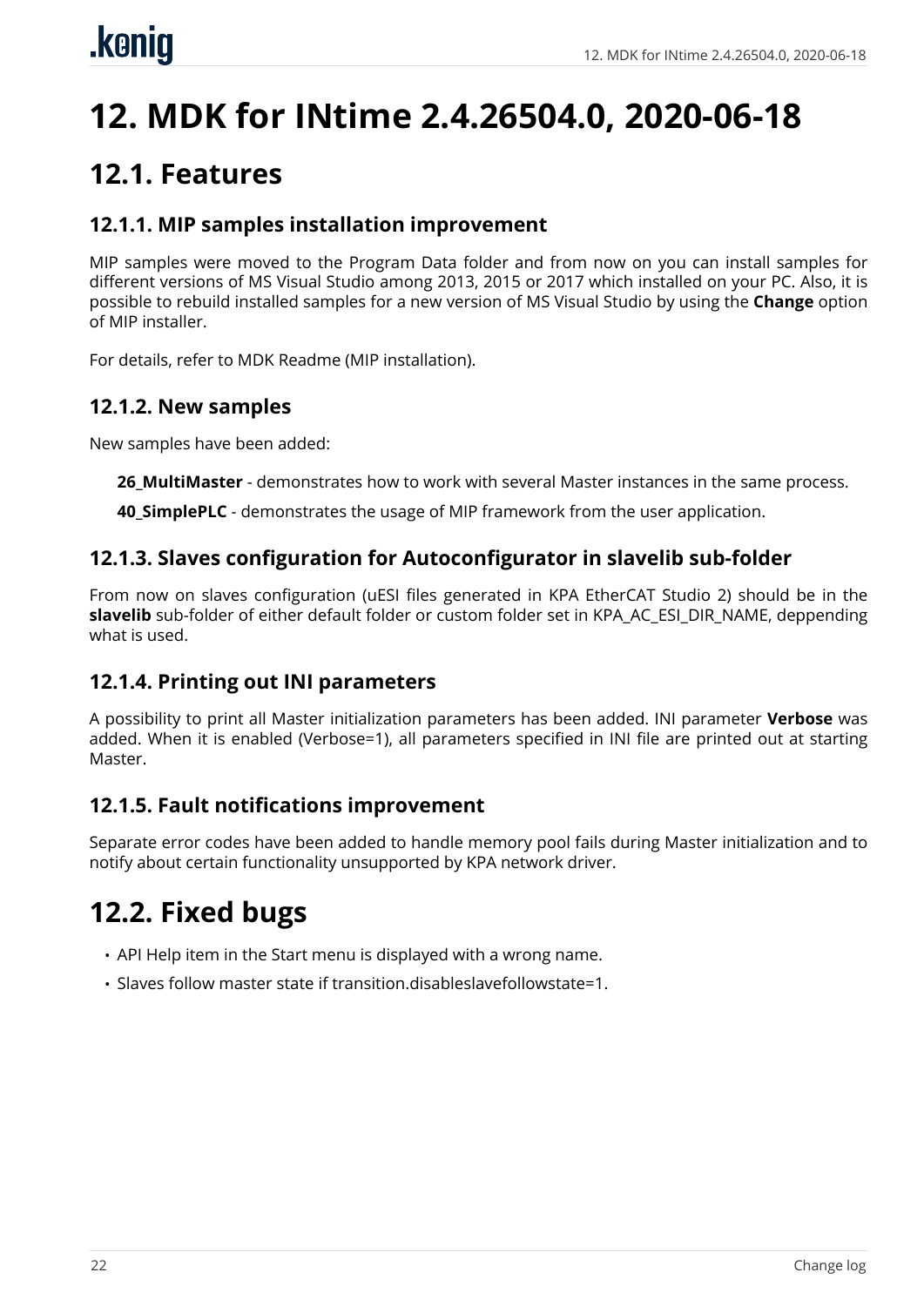# 12. MDK for INtime 2.4.26504.0, 2020-06-18

## 12.1. Features

### 12.1.1. MIP samples installation improvement

MIP samples were moved to the Program Data folder and from now on you can install samples for different versions of MS Visual Studio among 2013, 2015 or 2017 which installed on your PC. Also, it is possible to rebuild installed samples for a new version of MS Visual Studio by using the **Change** option of MIP installer.

For details, refer to MDK Readme (MIP installation).

### 12.1.2. New samples

New samples have been added:

**26_MultiMaster** - demonstrates how to work with several Master instances in the same process.

**40_SimplePLC** - demonstrates the usage of MIP framework from the user application.

### 12.1.3. Slaves configuration for Autoconfigurator in slavelib sub-folder

From now on slaves configuration (uESI files generated in KPA EtherCAT Studio 2) should be in the **slavelib** sub-folder of either default folder or custom folder set in KPA_AC_ESI_DIR_NAME, deppending what is used.

### 12.1.4. Printing out INI parameters

A possibility to print all Master initialization parameters has been added. INI parameter **Verbose** was added. When it is enabled (Verbose=1), all parameters specified in INI file are printed out at starting Master.

### 12.1.5. Fault notifications improvement

Separate error codes have been added to handle memory pool fails during Master initialization and to notify about certain functionality unsupported by KPA network driver.

## 12.2. Fixed bugs

- API Help item in the Start menu is displayed with a wrong name.
- Slaves follow master state if transition.disableslavefollowstate=1.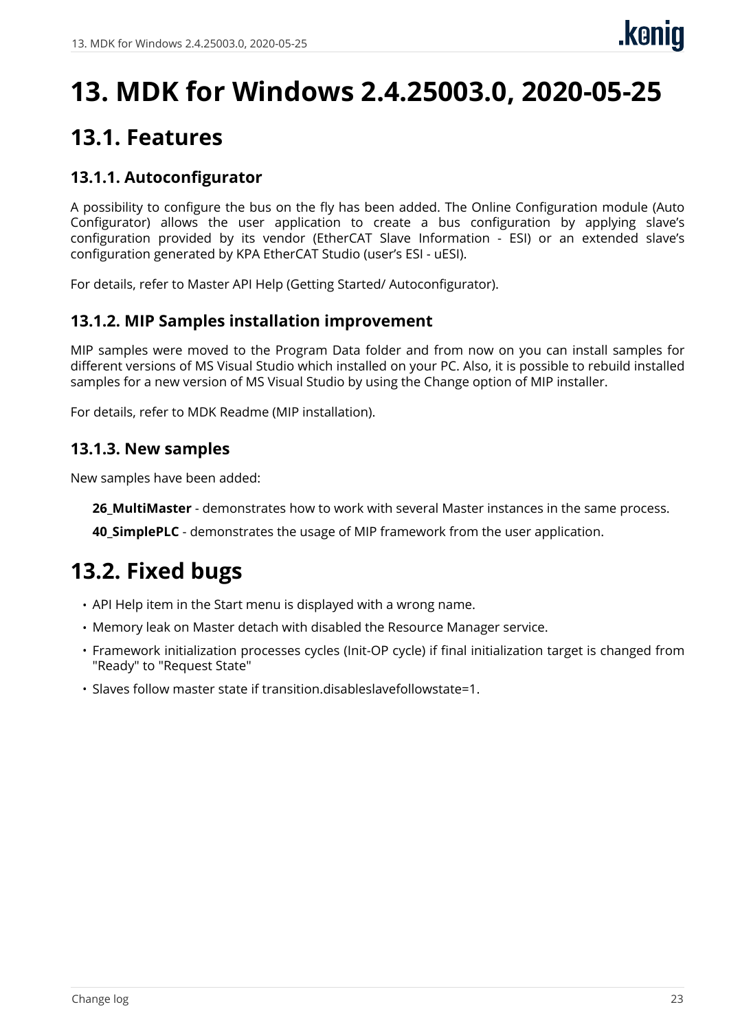# 13. MDK for Windows 2.4.25003.0, 2020-05-25

## 13.1. Features

### 13.1.1. Autoconfigurator

A possibility to configure the bus on the fly has been added. The Online Configuration module (Auto Configurator) allows the user application to create a bus configuration by applying slave's configuration provided by its vendor (EtherCAT Slave Information - ESI) or an extended slave's configuration generated by KPA EtherCAT Studio (user's ESI - uESI).

For details, refer to Master API Help (Getting Started/ Autoconfigurator).

### 13.1.2. MIP Samples installation improvement

MIP samples were moved to the Program Data folder and from now on you can install samples for different versions of MS Visual Studio which installed on your PC. Also, it is possible to rebuild installed samples for a new version of MS Visual Studio by using the Change option of MIP installer.

For details, refer to MDK Readme (MIP installation).

### 13.1.3. New samples

New samples have been added:

**26_MultiMaster** - demonstrates how to work with several Master instances in the same process.

**40_SimplePLC** - demonstrates the usage of MIP framework from the user application.

## 13.2. Fixed bugs

- API Help item in the Start menu is displayed with a wrong name.
- Memory leak on Master detach with disabled the Resource Manager service.
- Framework initialization processes cycles (Init-OP cycle) if final initialization target is changed from "Ready" to "Request State"
- Slaves follow master state if transition.disableslavefollowstate=1.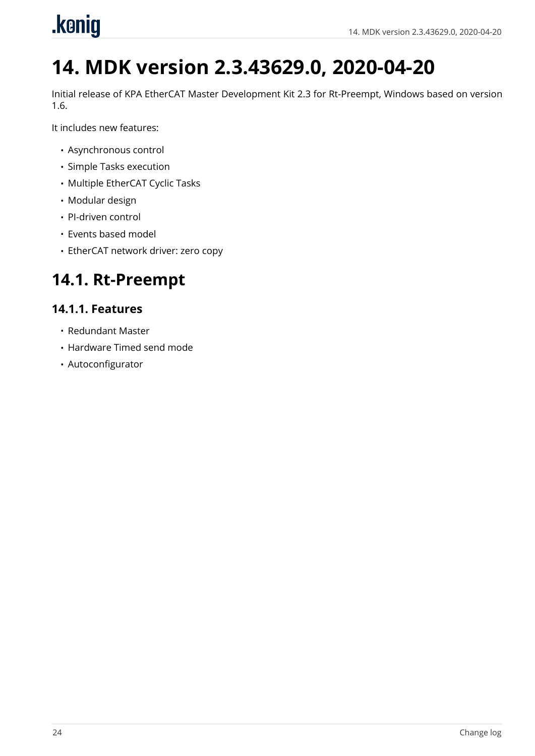# 14. MDK version 2.3.43629.0, 2020-04-20

Initial release of KPA EtherCAT Master Development Kit 2.3 for Rt-Preempt, Windows based on version 1.6.

It includes new features:

- Asynchronous control
- Simple Tasks execution
- Multiple EtherCAT Cyclic Tasks
- Modular design
- PI-driven control
- Events based model
- EtherCAT network driver: zero copy

## 14.1. Rt-Preempt

### 14.1.1. Features

- Redundant Master
- Hardware Timed send mode
- Autoconfigurator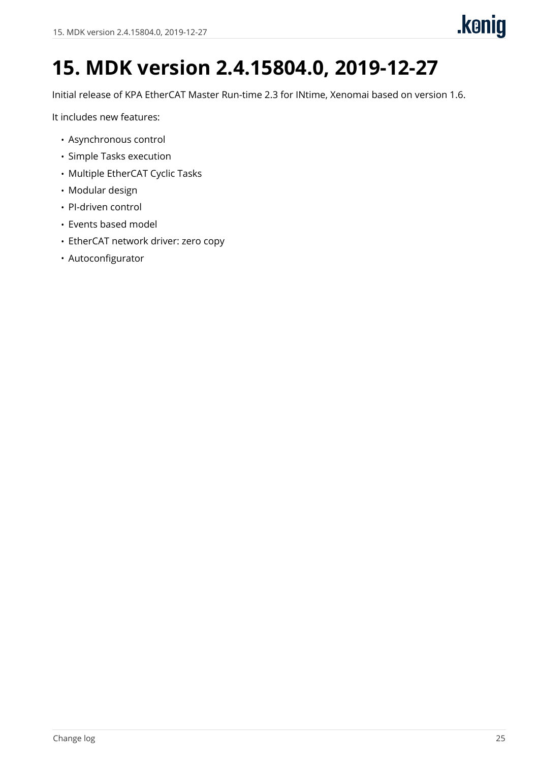# 15. MDK version 2.4.15804.0, 2019-12-27

Initial release of KPA EtherCAT Master Run-time 2.3 for INtime, Xenomai based on version 1.6.

It includes new features:

- Asynchronous control
- Simple Tasks execution
- Multiple EtherCAT Cyclic Tasks
- Modular design
- PI-driven control
- Events based model
- EtherCAT network driver: zero copy
- Autoconfigurator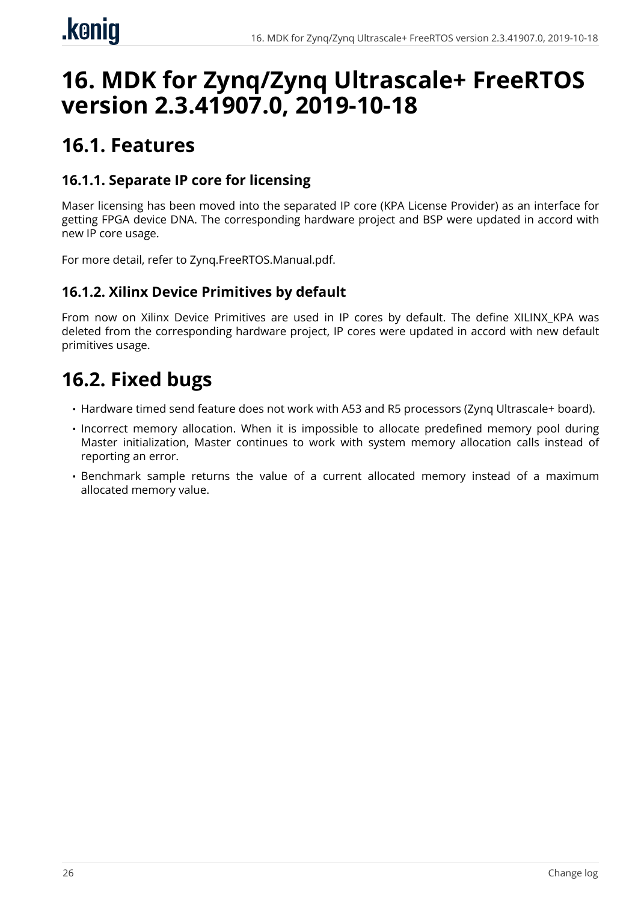# 16. MDK for Zynq/Zynq Ultrascale+ FreeRTOS version 2.3.41907.0, 2019-10-18

## 16.1. Features

### 16.1.1. Separate IP core for licensing

Maser licensing has been moved into the separated IP core (KPA License Provider) as an interface for getting FPGA device DNA. The corresponding hardware project and BSP were updated in accord with new IP core usage.

For more detail, refer to Zynq.FreeRTOS.Manual.pdf.

### 16.1.2. Xilinx Device Primitives by default

From now on Xilinx Device Primitives are used in IP cores by default. The define XILINX_KPA was deleted from the corresponding hardware project, IP cores were updated in accord with new default primitives usage.

## 16.2. Fixed bugs

- Hardware timed send feature does not work with A53 and R5 processors (Zynq Ultrascale+ board).
- Incorrect memory allocation. When it is impossible to allocate predefined memory pool during Master initialization, Master continues to work with system memory allocation calls instead of reporting an error.
- Benchmark sample returns the value of a current allocated memory instead of a maximum allocated memory value.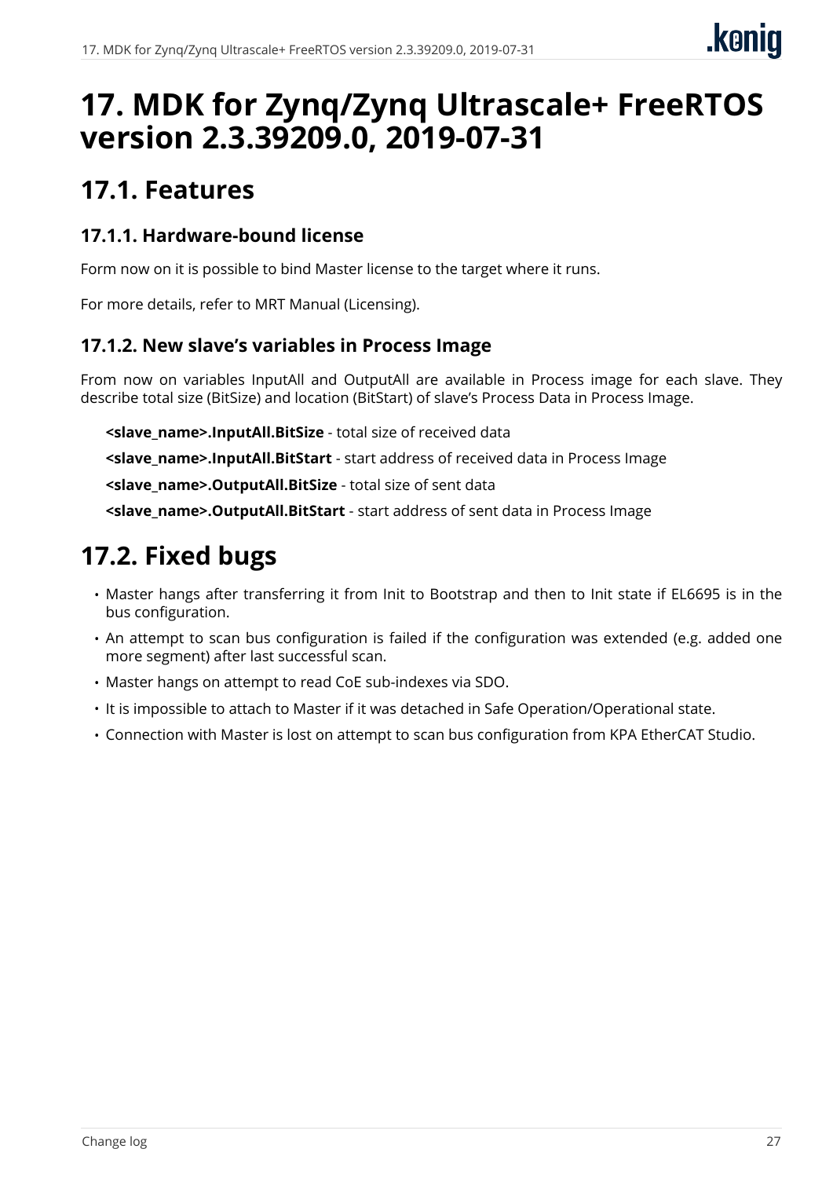# 17. MDK for Zynq/Zynq Ultrascale+ FreeRTOS version 2.3.39209.0, 2019-07-31

## 17.1. Features

### 17.1.1. Hardware-bound license

Form now on it is possible to bind Master license to the target where it runs.

For more details, refer to MRT Manual (Licensing).

### 17.1.2. New slave's variables in Process Image

From now on variables InputAll and OutputAll are available in Process image for each slave. They describe total size (BitSize) and location (BitStart) of slave's Process Data in Process Image.

**<slave_name>.InputAll.BitSize** - total size of received data

**<slave_name>.InputAll.BitStart** - start address of received data in Process Image

**<slave_name>.OutputAll.BitSize** - total size of sent data

**<slave_name>.OutputAll.BitStart** - start address of sent data in Process Image

## 17.2. Fixed bugs

- Master hangs after transferring it from Init to Bootstrap and then to Init state if EL6695 is in the bus configuration.
- An attempt to scan bus configuration is failed if the configuration was extended (e.g. added one more segment) after last successful scan.
- Master hangs on attempt to read CoE sub-indexes via SDO.
- It is impossible to attach to Master if it was detached in Safe Operation/Operational state.
- Connection with Master is lost on attempt to scan bus configuration from KPA EtherCAT Studio.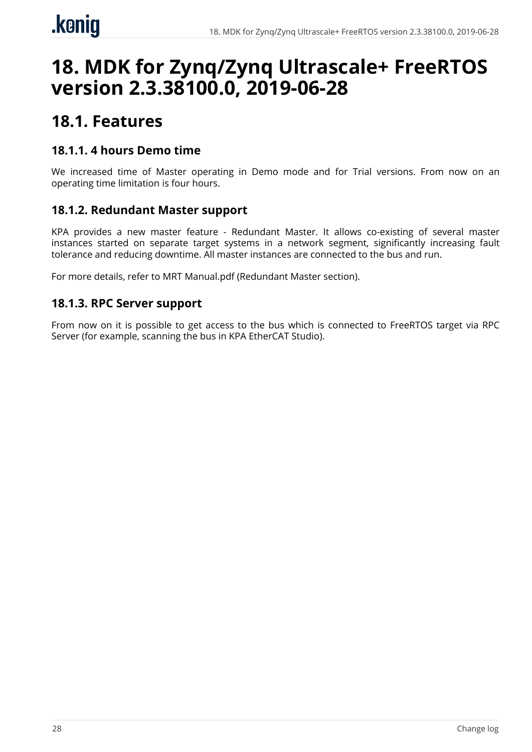# 18. MDK for Zynq/Zynq Ultrascale+ FreeRTOS version 2.3.38100.0, 2019-06-28

## 18.1. Features

### 18.1.1. 4 hours Demo time

We increased time of Master operating in Demo mode and for Trial versions. From now on an operating time limitation is four hours.

### 18.1.2. Redundant Master support

KPA provides a new master feature - Redundant Master. It allows co-existing of several master instances started on separate target systems in a network segment, significantly increasing fault tolerance and reducing downtime. All master instances are connected to the bus and run.

For more details, refer to MRT Manual.pdf (Redundant Master section).

### 18.1.3. RPC Server support

From now on it is possible to get access to the bus which is connected to FreeRTOS target via RPC Server (for example, scanning the bus in KPA EtherCAT Studio).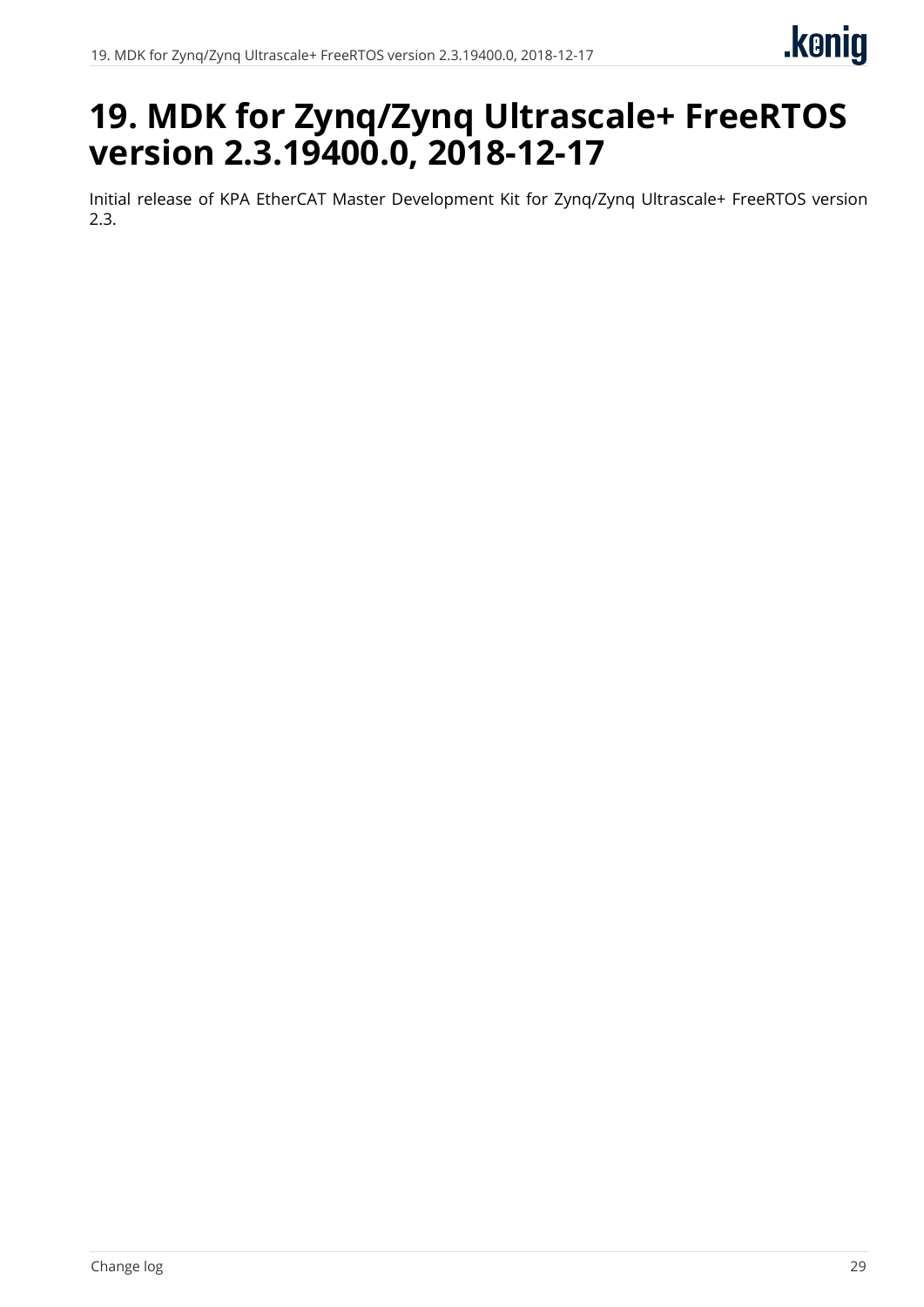# 19. MDK for Zynq/Zynq Ultrascale+ FreeRTOS version 2.3.19400.0, 2018-12-17

Initial release of KPA EtherCAT Master Development Kit for Zynq/Zynq Ultrascale+ FreeRTOS version 2.3.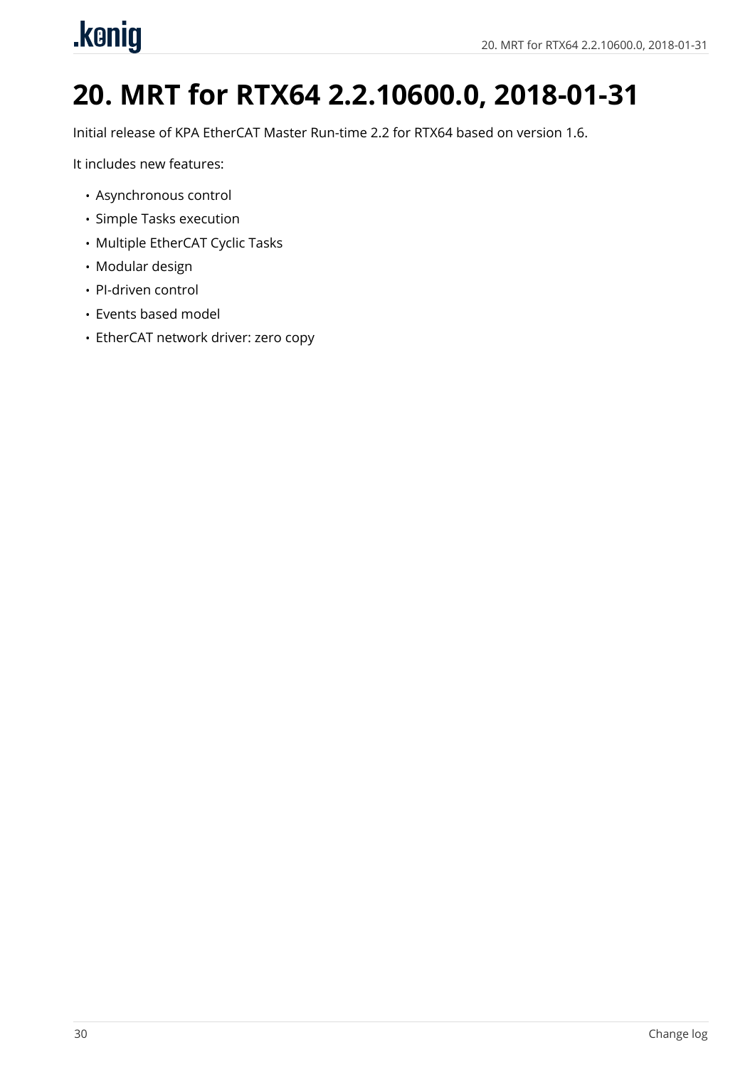# 20. MRT for RTX64 2.2.10600.0, 2018-01-31

Initial release of KPA EtherCAT Master Run-time 2.2 for RTX64 based on version 1.6.

It includes new features:

- Asynchronous control
- Simple Tasks execution
- Multiple EtherCAT Cyclic Tasks
- Modular design
- PI-driven control
- Events based model
- EtherCAT network driver: zero copy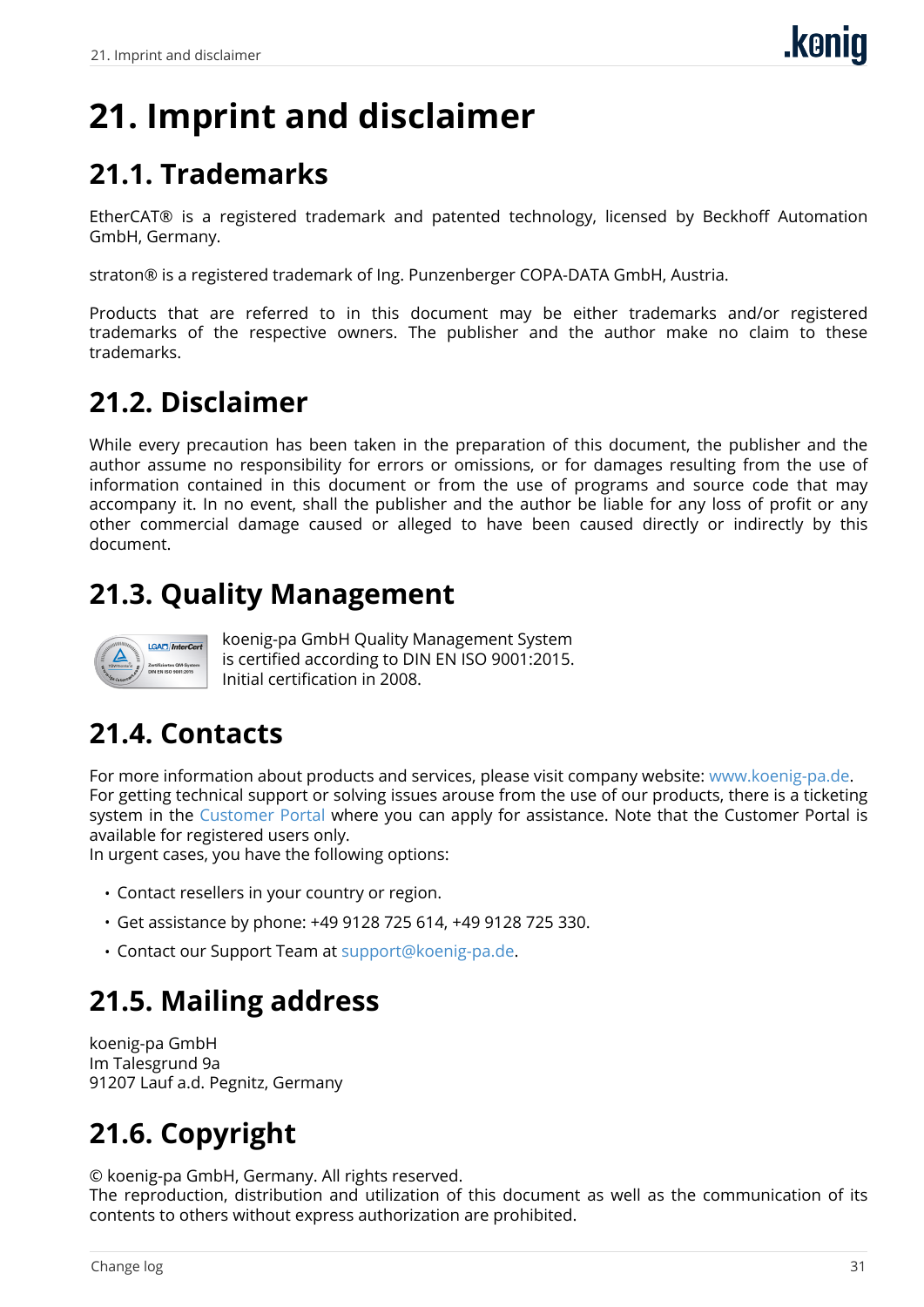# 21. Imprint and disclaimer

## 21.1. Trademarks

EtherCAT® is a registered trademark and patented technology, licensed by Beckhoff Automation GmbH, Germany.

straton® is a registered trademark of Ing. Punzenberger COPA-DATA GmbH, Austria.

Products that are referred to in this document may be either trademarks and/or registered trademarks of the respective owners. The publisher and the author make no claim to these trademarks.

## 21.2. Disclaimer

While every precaution has been taken in the preparation of this document, the publisher and the author assume no responsibility for errors or omissions, or for damages resulting from the use of information contained in this document or from the use of programs and source code that may accompany it. In no event, shall the publisher and the author be liable for any loss of profit or any other commercial damage caused or alleged to have been caused directly or indirectly by this document.

## 21.3. Quality Management

koenig-pa GmbH Quality Management System is certified according to DIN EN ISO 9001:2015. Initial certification in 2008.

## 21.4. Contacts

For more information about products and services, please visit company website: www.koenig-pa.de. For getting technical support or solving issues arouse from the use of our products, there is a ticketing system in the Customer Portal where you can apply for assistance. Note that the Customer Portal is available for registered users only.
In urgent cases, you have the following options:

- Contact resellers in your country or region.
- Get assistance by phone: +49 9128 725 614, +49 9128 725 330.
- Contact our Support Team at support@koenig-pa.de.

## 21.5. Mailing address

koenig-pa GmbH
Im Talesgrund 9a
91207 Lauf a.d. Pegnitz, Germany

## 21.6. Copyright

© koenig-pa GmbH, Germany. All rights reserved.
The reproduction, distribution and utilization of this document as well as the communication of its contents to others without express authorization are prohibited.